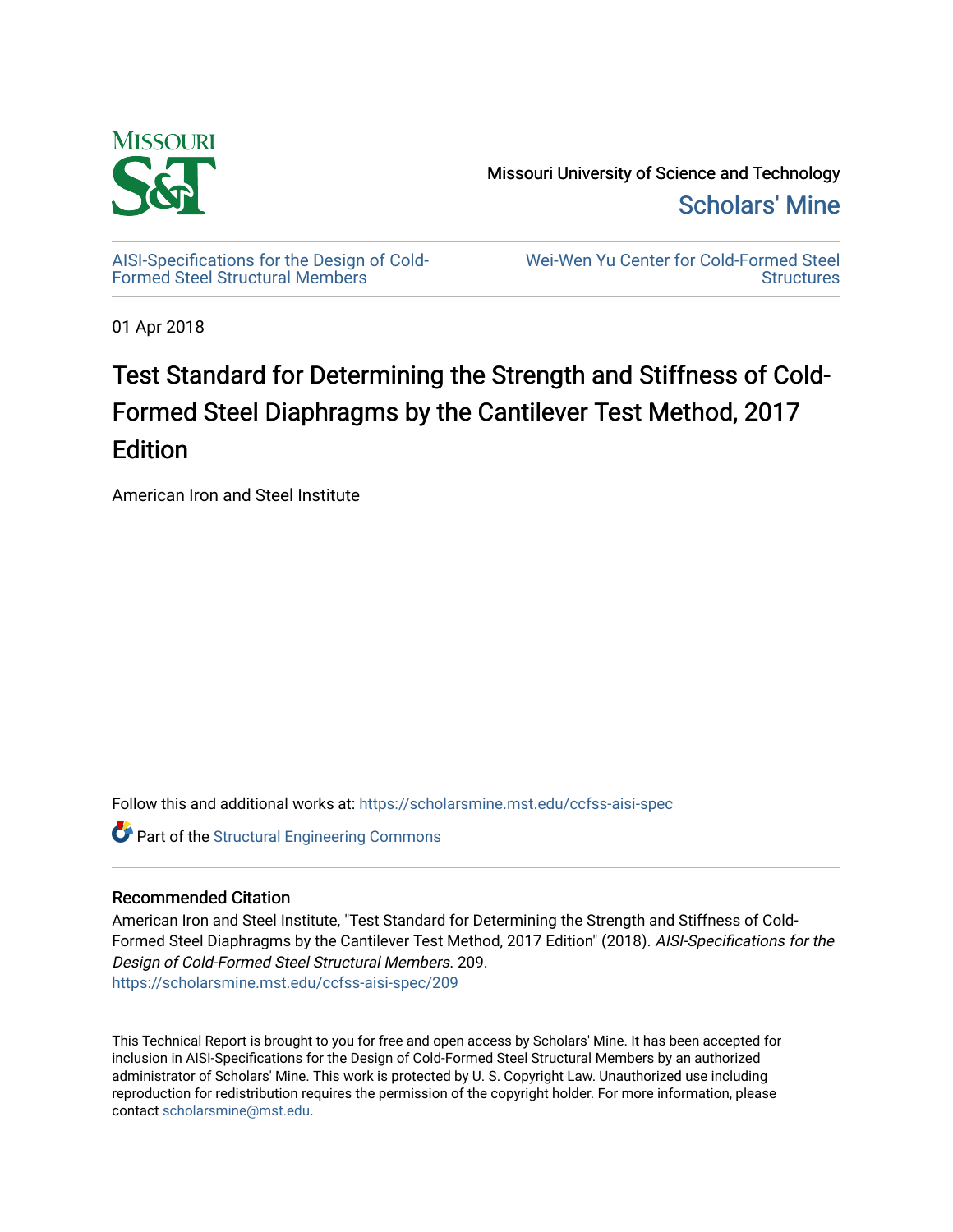Missouri University of Science and Technology

Scholars' Mine

AISI-Specifications for the Design of Cold-Formed Steel Structural Members

Wei-Wen Yu Center for Cold-Formed Steel Structures

01 Apr 2018

# Test Standard for Determining the Strength and Stiffness of Cold-Formed Steel Diaphragms by the Cantilever Test Method, 2017 Edition

American Iron and Steel Institute

Follow this and additional works at: https://scholarsmine.mst.edu/ccfss-aisi-spec

Part of the Structural Engineering Commons

## Recommended Citation

American Iron and Steel Institute, "Test Standard for Determining the Strength and Stiffness of Cold-Formed Steel Diaphragms by the Cantilever Test Method, 2017 Edition" (2018). *AISI-Specifications for the Design of Cold-Formed Steel Structural Members*. 209.
https://scholarsmine.mst.edu/ccfss-aisi-spec/209

This Technical Report is brought to you for free and open access by Scholars' Mine. It has been accepted for inclusion in AISI-Specifications for the Design of Cold-Formed Steel Structural Members by an authorized administrator of Scholars' Mine. This work is protected by U. S. Copyright Law. Unauthorized use including reproduction for redistribution requires the permission of the copyright holder. For more information, please contact scholarsmine@mst.edu.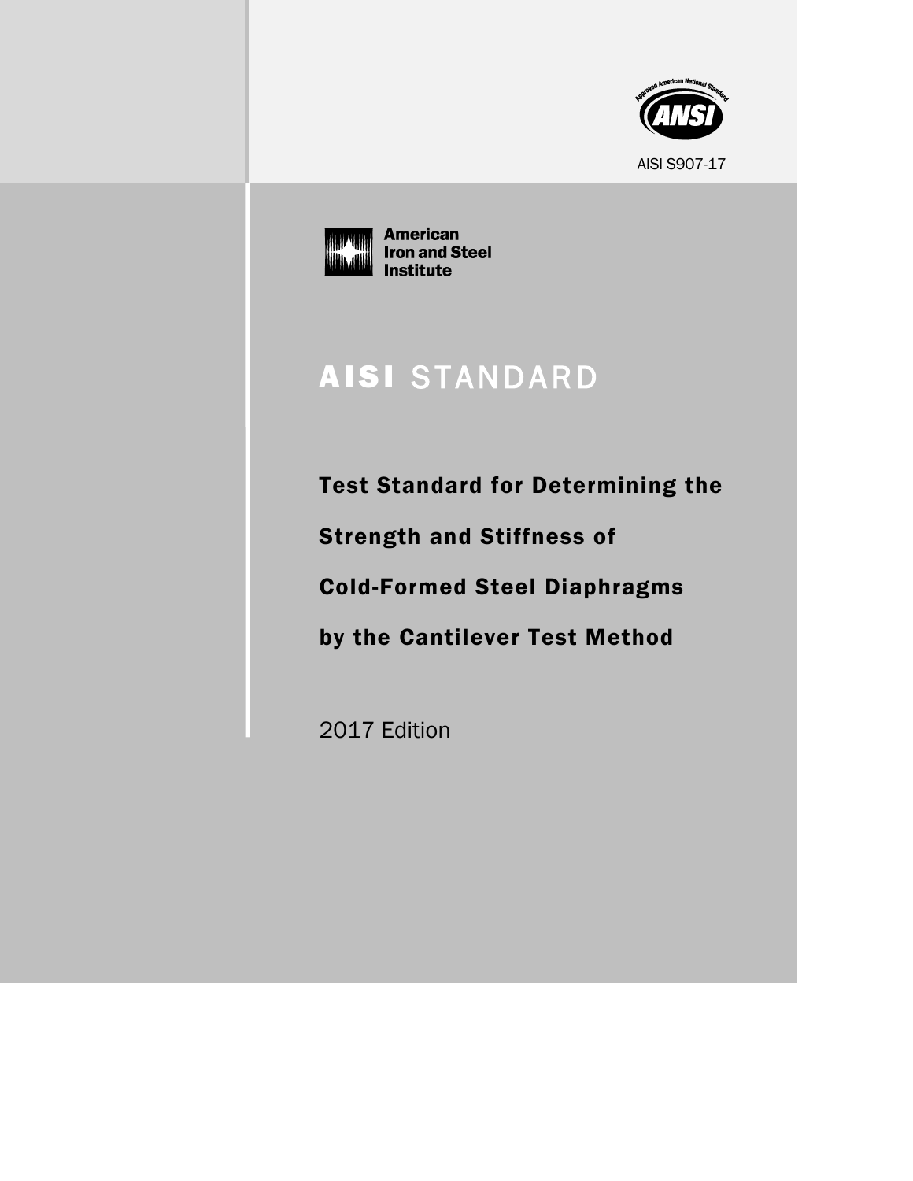Approved American National Standard

ANSI

AISI S907-17

American Iron and Steel Institute

# AISI STANDARD

## Test Standard for Determining the Strength and Stiffness of Cold-Formed Steel Diaphragms by the Cantilever Test Method

2017 Edition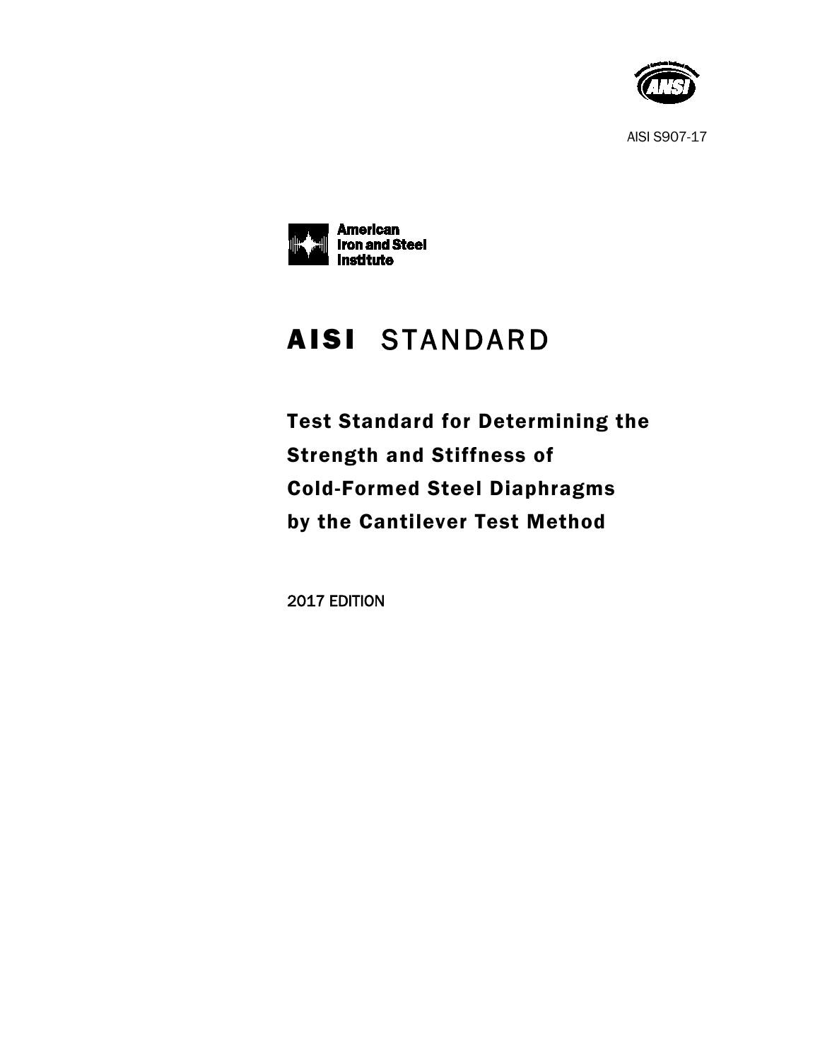AISI S907-17

American
Iron and Steel
Institute

# AISI STANDARD

## Test Standard for Determining the Strength and Stiffness of Cold-Formed Steel Diaphragms by the Cantilever Test Method

2017 EDITION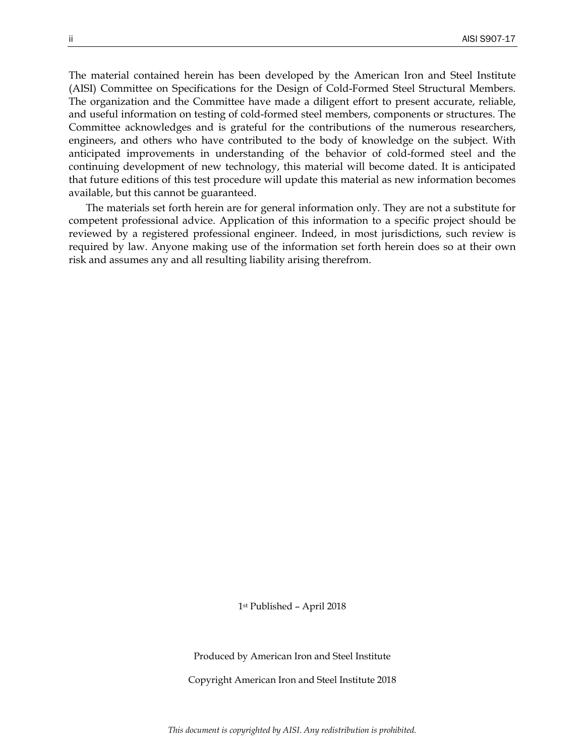The material contained herein has been developed by the American Iron and Steel Institute (AISI) Committee on Specifications for the Design of Cold-Formed Steel Structural Members. The organization and the Committee have made a diligent effort to present accurate, reliable, and useful information on testing of cold-formed steel members, components or structures. The Committee acknowledges and is grateful for the contributions of the numerous researchers, engineers, and others who have contributed to the body of knowledge on the subject. With anticipated improvements in understanding of the behavior of cold-formed steel and the continuing development of new technology, this material will become dated. It is anticipated that future editions of this test procedure will update this material as new information becomes available, but this cannot be guaranteed.

The materials set forth herein are for general information only. They are not a substitute for competent professional advice. Application of this information to a specific project should be reviewed by a registered professional engineer. Indeed, in most jurisdictions, such review is required by law. Anyone making use of the information set forth herein does so at their own risk and assumes any and all resulting liability arising therefrom.

1st Published – April 2018

Produced by American Iron and Steel Institute

Copyright American Iron and Steel Institute 2018

*This document is copyrighted by AISI. Any redistribution is prohibited.*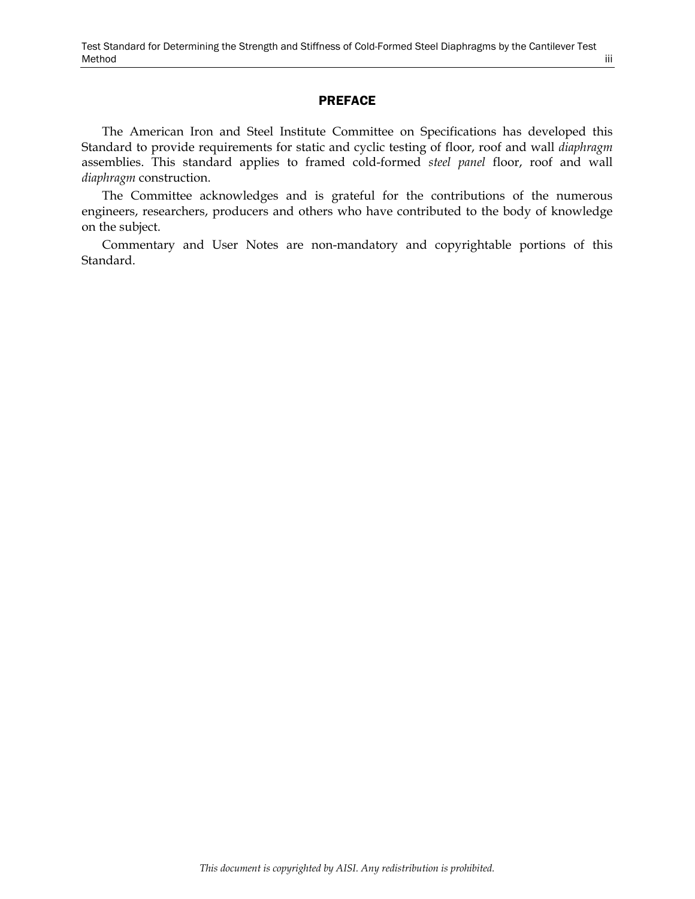## PREFACE

The American Iron and Steel Institute Committee on Specifications has developed this Standard to provide requirements for static and cyclic testing of floor, roof and wall *diaphragm* assemblies. This standard applies to framed cold-formed *steel panel* floor, roof and wall *diaphragm* construction.

The Committee acknowledges and is grateful for the contributions of the numerous engineers, researchers, producers and others who have contributed to the body of knowledge on the subject.

Commentary and User Notes are non-mandatory and copyrightable portions of this Standard.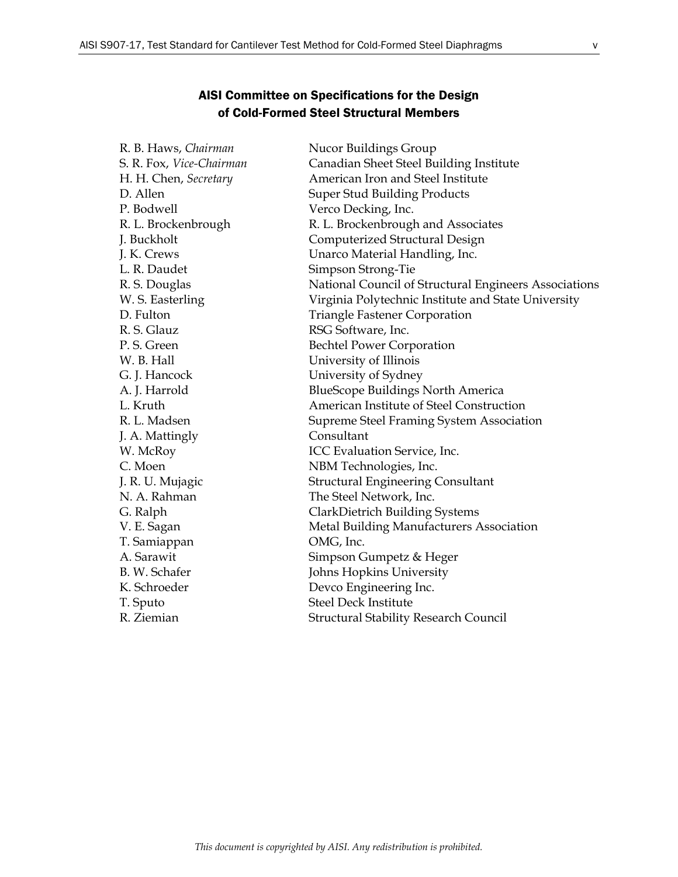## AISI Committee on Specifications for the Design of Cold-Formed Steel Structural Members

| | |
|---|---|
| R. B. Haws, *Chairman* | Nucor Buildings Group |
| S. R. Fox, *Vice-Chairman* | Canadian Sheet Steel Building Institute |
| H. H. Chen, *Secretary* | American Iron and Steel Institute |
| D. Allen | Super Stud Building Products |
| P. Bodwell | Verco Decking, Inc. |
| R. L. Brockenbrough | R. L. Brockenbrough and Associates |
| J. Buckholt | Computerized Structural Design |
| J. K. Crews | Unarco Material Handling, Inc. |
| L. R. Daudet | Simpson Strong-Tie |
| R. S. Douglas | National Council of Structural Engineers Associations |
| W. S. Easterling | Virginia Polytechnic Institute and State University |
| D. Fulton | Triangle Fastener Corporation |
| R. S. Glauz | RSG Software, Inc. |
| P. S. Green | Bechtel Power Corporation |
| W. B. Hall | University of Illinois |
| G. J. Hancock | University of Sydney |
| A. J. Harrold | BlueScope Buildings North America |
| L. Kruth | American Institute of Steel Construction |
| R. L. Madsen | Supreme Steel Framing System Association |
| J. A. Mattingly | Consultant |
| W. McRoy | ICC Evaluation Service, Inc. |
| C. Moen | NBM Technologies, Inc. |
| J. R. U. Mujagic | Structural Engineering Consultant |
| N. A. Rahman | The Steel Network, Inc. |
| G. Ralph | ClarkDietrich Building Systems |
| V. E. Sagan | Metal Building Manufacturers Association |
| T. Samiappan | OMG, Inc. |
| A. Sarawit | Simpson Gumpetz & Heger |
| B. W. Schafer | Johns Hopkins University |
| K. Schroeder | Devco Engineering Inc. |
| T. Sputo | Steel Deck Institute |
| R. Ziemian | Structural Stability Research Council |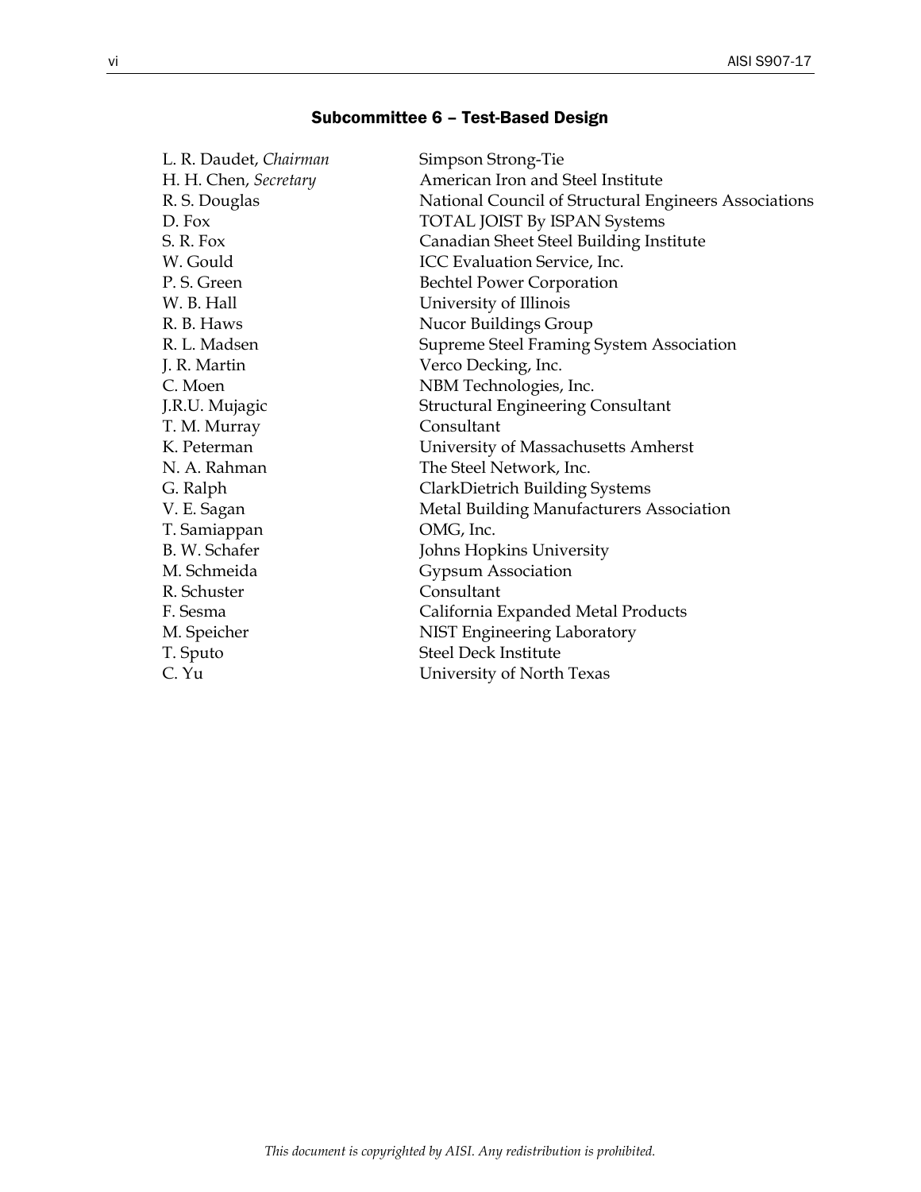## Subcommittee 6 – Test-Based Design

| | |
|---|---|
| L. R. Daudet, *Chairman* | Simpson Strong-Tie |
| H. H. Chen, *Secretary* | American Iron and Steel Institute |
| R. S. Douglas | National Council of Structural Engineers Associations |
| D. Fox | TOTAL JOIST By ISPAN Systems |
| S. R. Fox | Canadian Sheet Steel Building Institute |
| W. Gould | ICC Evaluation Service, Inc. |
| P. S. Green | Bechtel Power Corporation |
| W. B. Hall | University of Illinois |
| R. B. Haws | Nucor Buildings Group |
| R. L. Madsen | Supreme Steel Framing System Association |
| J. R. Martin | Verco Decking, Inc. |
| C. Moen | NBM Technologies, Inc. |
| J.R.U. Mujagic | Structural Engineering Consultant |
| T. M. Murray | Consultant |
| K. Peterman | University of Massachusetts Amherst |
| N. A. Rahman | The Steel Network, Inc. |
| G. Ralph | ClarkDietrich Building Systems |
| V. E. Sagan | Metal Building Manufacturers Association |
| T. Samiappan | OMG, Inc. |
| B. W. Schafer | Johns Hopkins University |
| M. Schmeida | Gypsum Association |
| R. Schuster | Consultant |
| F. Sesma | California Expanded Metal Products |
| M. Speicher | NIST Engineering Laboratory |
| T. Sputo | Steel Deck Institute |
| C. Yu | University of North Texas |

*This document is copyrighted by AISI. Any redistribution is prohibited.*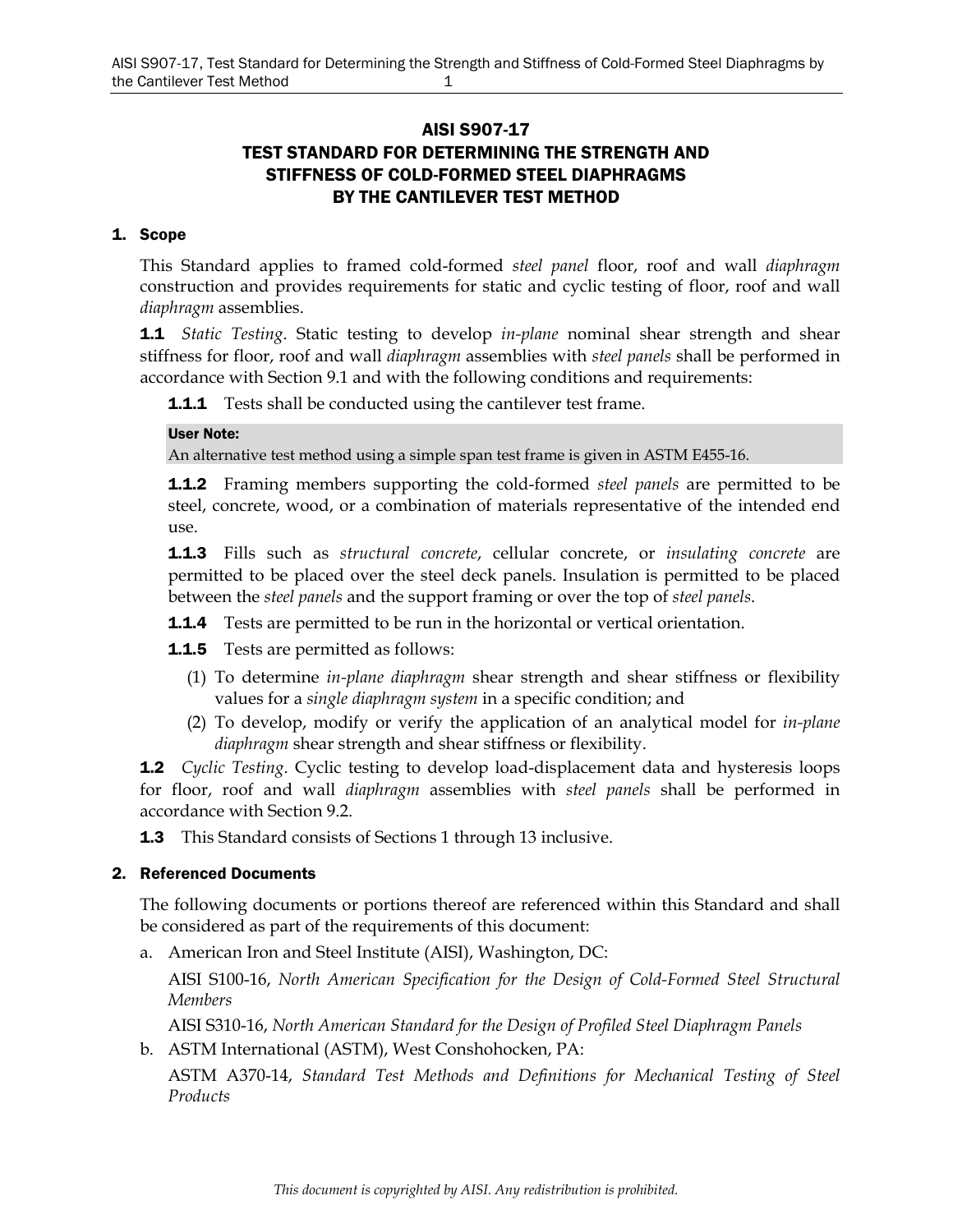# AISI S907-17
# TEST STANDARD FOR DETERMINING THE STRENGTH AND STIFFNESS OF COLD-FORMED STEEL DIAPHRAGMS BY THE CANTILEVER TEST METHOD

## 1. Scope

This Standard applies to framed cold-formed *steel panel* floor, roof and wall *diaphragm* construction and provides requirements for static and cyclic testing of floor, roof and wall *diaphragm* assemblies.

**1.1** *Static Testing*. Static testing to develop *in-plane* nominal shear strength and shear stiffness for floor, roof and wall *diaphragm* assemblies with *steel panels* shall be performed in accordance with Section 9.1 and with the following conditions and requirements:

**1.1.1** Tests shall be conducted using the cantilever test frame.

**User Note:**
An alternative test method using a simple span test frame is given in ASTM E455-16.

**1.1.2** Framing members supporting the cold-formed *steel panels* are permitted to be steel, concrete, wood, or a combination of materials representative of the intended end use.

**1.1.3** Fills such as *structural concrete*, cellular concrete, or *insulating concrete* are permitted to be placed over the steel deck panels. Insulation is permitted to be placed between the *steel panels* and the support framing or over the top of *steel panels*.

**1.1.4** Tests are permitted to be run in the horizontal or vertical orientation.

**1.1.5** Tests are permitted as follows:

(1) To determine *in-plane diaphragm* shear strength and shear stiffness or flexibility values for a *single diaphragm system* in a specific condition; and

(2) To develop, modify or verify the application of an analytical model for *in-plane diaphragm* shear strength and shear stiffness or flexibility.

**1.2** *Cyclic Testing*. Cyclic testing to develop load-displacement data and hysteresis loops for floor, roof and wall *diaphragm* assemblies with *steel panels* shall be performed in accordance with Section 9.2.

**1.3** This Standard consists of Sections 1 through 13 inclusive.

## 2. Referenced Documents

The following documents or portions thereof are referenced within this Standard and shall be considered as part of the requirements of this document:

a. American Iron and Steel Institute (AISI), Washington, DC:

AISI S100-16, *North American Specification for the Design of Cold-Formed Steel Structural Members*

AISI S310-16, *North American Standard for the Design of Profiled Steel Diaphragm Panels*

b. ASTM International (ASTM), West Conshohocken, PA:

ASTM A370-14, *Standard Test Methods and Definitions for Mechanical Testing of Steel Products*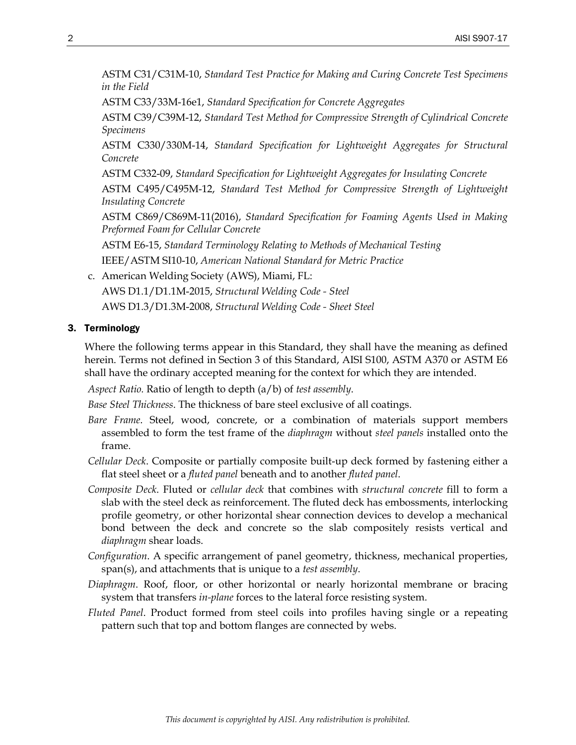ASTM C31/C31M-10, *Standard Test Practice for Making and Curing Concrete Test Specimens in the Field*

ASTM C33/33M-16e1, *Standard Specification for Concrete Aggregates*

ASTM C39/C39M-12, *Standard Test Method for Compressive Strength of Cylindrical Concrete Specimens*

ASTM C330/330M-14, *Standard Specification for Lightweight Aggregates for Structural Concrete*

ASTM C332-09, *Standard Specification for Lightweight Aggregates for Insulating Concrete*

ASTM C495/C495M-12, *Standard Test Method for Compressive Strength of Lightweight Insulating Concrete*

ASTM C869/C869M-11(2016), *Standard Specification for Foaming Agents Used in Making Preformed Foam for Cellular Concrete*

ASTM E6-15, *Standard Terminology Relating to Methods of Mechanical Testing*

IEEE/ASTM SI10-10, *American National Standard for Metric Practice*

c. American Welding Society (AWS), Miami, FL:

AWS D1.1/D1.1M-2015, *Structural Welding Code - Steel*

AWS D1.3/D1.3M-2008, *Structural Welding Code - Sheet Steel*

## 3. Terminology

Where the following terms appear in this Standard, they shall have the meaning as defined herein. Terms not defined in Section 3 of this Standard, AISI S100, ASTM A370 or ASTM E6 shall have the ordinary accepted meaning for the context for which they are intended.

*Aspect Ratio.* Ratio of length to depth (a/b) of *test assembly*.

*Base Steel Thickness*. The thickness of bare steel exclusive of all coatings.

*Bare Frame*. Steel, wood, concrete, or a combination of materials support members assembled to form the test frame of the *diaphragm* without *steel panels* installed onto the frame.

*Cellular Deck*. Composite or partially composite built-up deck formed by fastening either a flat steel sheet or a *fluted panel* beneath and to another *fluted panel*.

*Composite Deck*. Fluted or *cellular deck* that combines with *structural concrete* fill to form a slab with the steel deck as reinforcement. The fluted deck has embossments, interlocking profile geometry, or other horizontal shear connection devices to develop a mechanical bond between the deck and concrete so the slab compositely resists vertical and *diaphragm* shear loads.

*Configuration*. A specific arrangement of panel geometry, thickness, mechanical properties, span(s), and attachments that is unique to a *test assembly*.

*Diaphragm*. Roof, floor, or other horizontal or nearly horizontal membrane or bracing system that transfers *in-plane* forces to the lateral force resisting system.

*Fluted Panel*. Product formed from steel coils into profiles having single or a repeating pattern such that top and bottom flanges are connected by webs.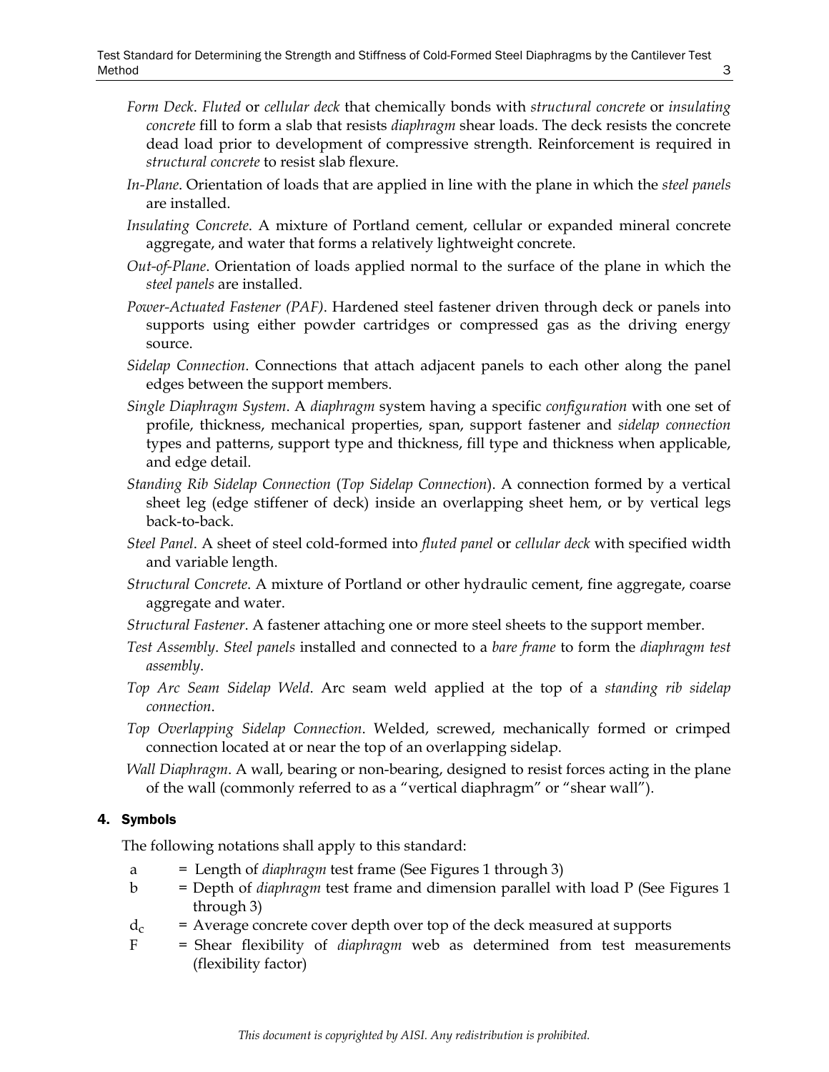*Form Deck*. *Fluted* or *cellular deck* that chemically bonds with *structural concrete* or *insulating concrete* fill to form a slab that resists *diaphragm* shear loads. The deck resists the concrete dead load prior to development of compressive strength. Reinforcement is required in *structural concrete* to resist slab flexure.

*In-Plane*. Orientation of loads that are applied in line with the plane in which the *steel panels* are installed.

*Insulating Concrete*. A mixture of Portland cement, cellular or expanded mineral concrete aggregate, and water that forms a relatively lightweight concrete.

*Out-of-Plane*. Orientation of loads applied normal to the surface of the plane in which the *steel panels* are installed.

*Power-Actuated Fastener (PAF)*. Hardened steel fastener driven through deck or panels into supports using either powder cartridges or compressed gas as the driving energy source.

*Sidelap Connection*. Connections that attach adjacent panels to each other along the panel edges between the support members.

*Single Diaphragm System*. A *diaphragm* system having a specific *configuration* with one set of profile, thickness, mechanical properties, span, support fastener and *sidelap connection* types and patterns, support type and thickness, fill type and thickness when applicable, and edge detail.

*Standing Rib Sidelap Connection* (*Top Sidelap Connection*). A connection formed by a vertical sheet leg (edge stiffener of deck) inside an overlapping sheet hem, or by vertical legs back-to-back.

*Steel Panel*. A sheet of steel cold-formed into *fluted panel* or *cellular deck* with specified width and variable length.

*Structural Concrete*. A mixture of Portland or other hydraulic cement, fine aggregate, coarse aggregate and water.

*Structural Fastener*. A fastener attaching one or more steel sheets to the support member.

*Test Assembly*. *Steel panels* installed and connected to a *bare frame* to form the *diaphragm test assembly*.

*Top Arc Seam Sidelap Weld*. Arc seam weld applied at the top of a *standing rib sidelap connection*.

*Top Overlapping Sidelap Connection*. Welded, screwed, mechanically formed or crimped connection located at or near the top of an overlapping sidelap.

*Wall Diaphragm*. A wall, bearing or non-bearing, designed to resist forces acting in the plane of the wall (commonly referred to as a "vertical diaphragm" or "shear wall").

## 4. Symbols

The following notations shall apply to this standard:

- $a$ = Length of *diaphragm* test frame (See Figures 1 through 3)
- $b$ = Depth of *diaphragm* test frame and dimension parallel with load P (See Figures 1 through 3)
- $d_c$ = Average concrete cover depth over top of the deck measured at supports
- $F$ = Shear flexibility of *diaphragm* web as determined from test measurements (flexibility factor)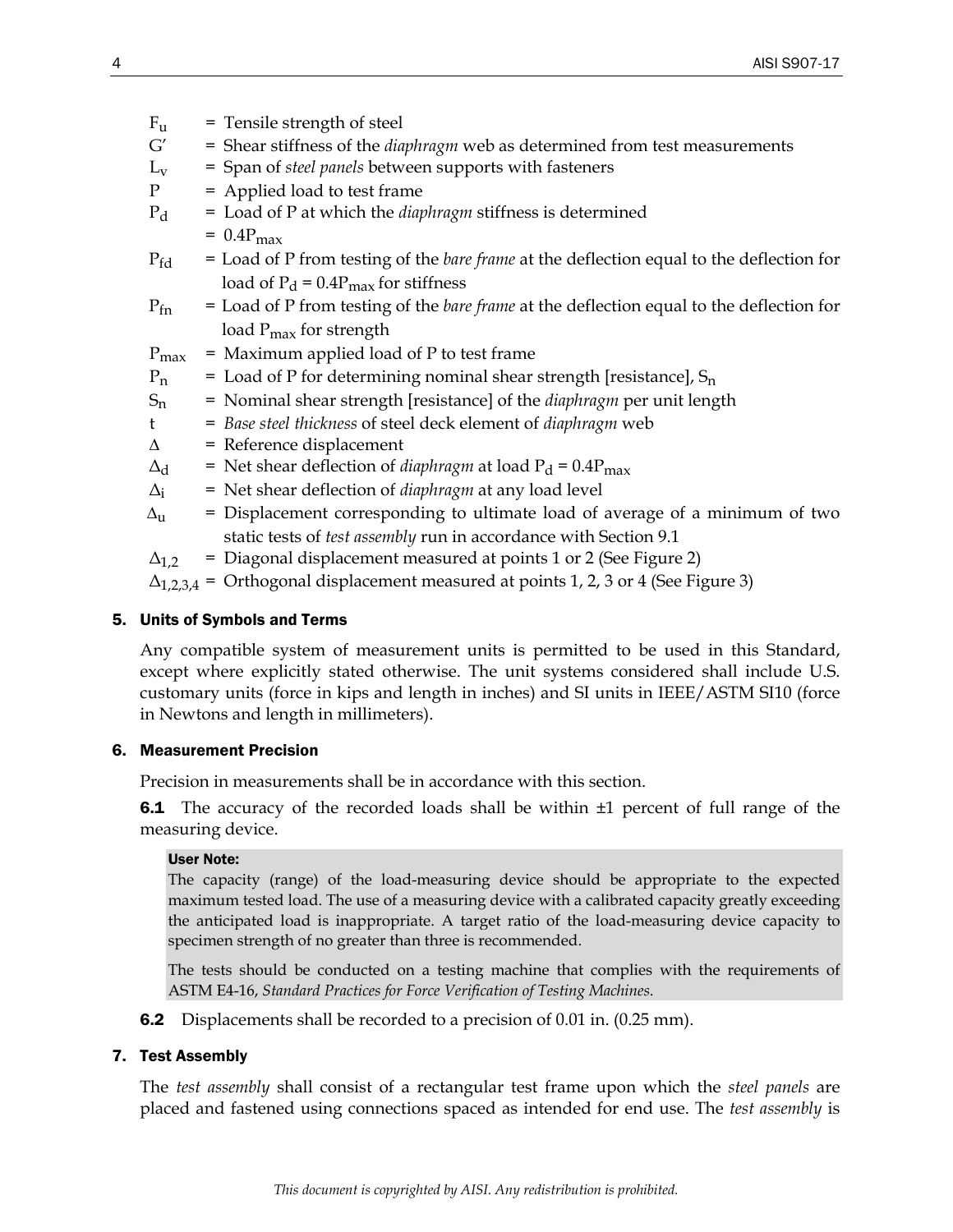$F_u$ = Tensile strength of steel

$G'$ = Shear stiffness of the *diaphragm* web as determined from test measurements

$L_v$ = Span of *steel panels* between supports with fasteners

$P$ = Applied load to test frame

$P_d$ = Load of P at which the *diaphragm* stiffness is determined = $0.4P_{max}$

$P_{fd}$ = Load of P from testing of the *bare frame* at the deflection equal to the deflection for load of $P_d = 0.4P_{max}$ for stiffness

$P_{fn}$ = Load of P from testing of the *bare frame* at the deflection equal to the deflection for load $P_{max}$ for strength

$P_{max}$ = Maximum applied load of P to test frame

$P_n$ = Load of P for determining nominal shear strength [resistance], $S_n$

$S_n$ = Nominal shear strength [resistance] of the *diaphragm* per unit length

$t$ = *Base steel thickness* of steel deck element of *diaphragm* web

$\Delta$ = Reference displacement

$\Delta_d$ = Net shear deflection of *diaphragm* at load $P_d = 0.4P_{max}$

$\Delta_i$ = Net shear deflection of *diaphragm* at any load level

$\Delta_u$ = Displacement corresponding to ultimate load of average of a minimum of two static tests of *test assembly* run in accordance with Section 9.1

$\Delta_{1,2}$ = Diagonal displacement measured at points 1 or 2 (See Figure 2)

$\Delta_{1,2,3,4}$ = Orthogonal displacement measured at points 1, 2, 3 or 4 (See Figure 3)

## 5. Units of Symbols and Terms

Any compatible system of measurement units is permitted to be used in this Standard, except where explicitly stated otherwise. The unit systems considered shall include U.S. customary units (force in kips and length in inches) and SI units in IEEE/ASTM SI10 (force in Newtons and length in millimeters).

## 6. Measurement Precision

Precision in measurements shall be in accordance with this section.

**6.1** The accuracy of the recorded loads shall be within ±1 percent of full range of the measuring device.

> **User Note:**
>
> The capacity (range) of the load-measuring device should be appropriate to the expected maximum tested load. The use of a measuring device with a calibrated capacity greatly exceeding the anticipated load is inappropriate. A target ratio of the load-measuring device capacity to specimen strength of no greater than three is recommended.
>
> The tests should be conducted on a testing machine that complies with the requirements of ASTM E4-16, *Standard Practices for Force Verification of Testing Machines.*

**6.2** Displacements shall be recorded to a precision of 0.01 in. (0.25 mm).

## 7. Test Assembly

The *test assembly* shall consist of a rectangular test frame upon which the *steel panels* are placed and fastened using connections spaced as intended for end use. The *test assembly* is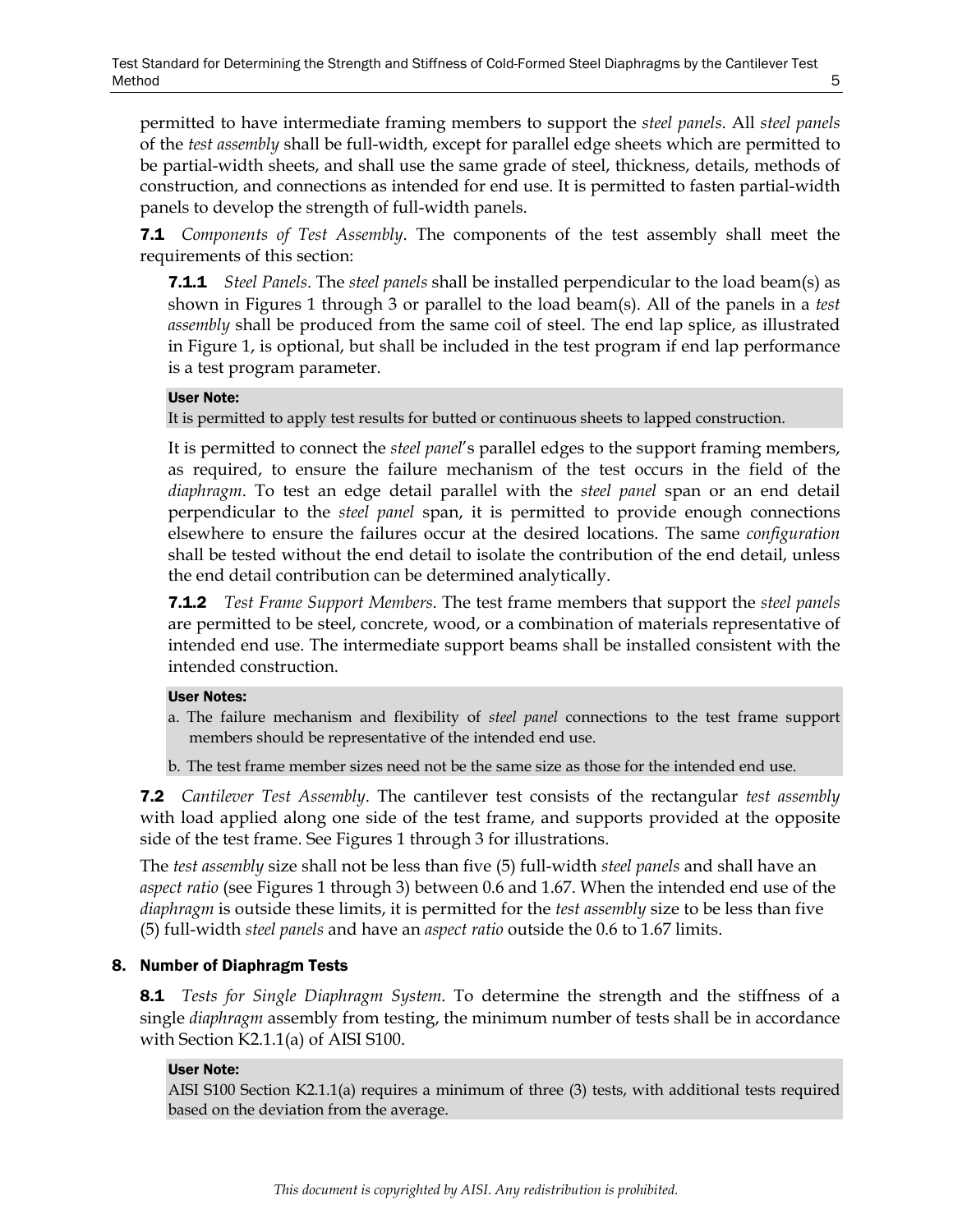permitted to have intermediate framing members to support the *steel panels*. All *steel panels* of the *test assembly* shall be full-width, except for parallel edge sheets which are permitted to be partial-width sheets, and shall use the same grade of steel, thickness, details, methods of construction, and connections as intended for end use. It is permitted to fasten partial-width panels to develop the strength of full-width panels.

**7.1** *Components of Test Assembly*. The components of the test assembly shall meet the requirements of this section:

**7.1.1** *Steel Panels*. The *steel panels* shall be installed perpendicular to the load beam(s) as shown in Figures 1 through 3 or parallel to the load beam(s). All of the panels in a *test assembly* shall be produced from the same coil of steel. The end lap splice, as illustrated in Figure 1, is optional, but shall be included in the test program if end lap performance is a test program parameter.

**User Note:**

It is permitted to apply test results for butted or continuous sheets to lapped construction.

It is permitted to connect the *steel panel*'s parallel edges to the support framing members, as required, to ensure the failure mechanism of the test occurs in the field of the *diaphragm*. To test an edge detail parallel with the *steel panel* span or an end detail perpendicular to the *steel panel* span, it is permitted to provide enough connections elsewhere to ensure the failures occur at the desired locations. The same *configuration* shall be tested without the end detail to isolate the contribution of the end detail, unless the end detail contribution can be determined analytically.

**7.1.2** *Test Frame Support Members*. The test frame members that support the *steel panels* are permitted to be steel, concrete, wood, or a combination of materials representative of intended end use. The intermediate support beams shall be installed consistent with the intended construction.

**User Notes:**

a. The failure mechanism and flexibility of *steel panel* connections to the test frame support members should be representative of the intended end use.

b. The test frame member sizes need not be the same size as those for the intended end use.

**7.2** *Cantilever Test Assembly*. The cantilever test consists of the rectangular *test assembly* with load applied along one side of the test frame, and supports provided at the opposite side of the test frame. See Figures 1 through 3 for illustrations.

The *test assembly* size shall not be less than five (5) full-width *steel panels* and shall have an *aspect ratio* (see Figures 1 through 3) between 0.6 and 1.67. When the intended end use of the *diaphragm* is outside these limits, it is permitted for the *test assembly* size to be less than five (5) full-width *steel panels* and have an *aspect ratio* outside the 0.6 to 1.67 limits.

## 8. Number of Diaphragm Tests

**8.1** *Tests for Single Diaphragm System*. To determine the strength and the stiffness of a single *diaphragm* assembly from testing, the minimum number of tests shall be in accordance with Section K2.1.1(a) of AISI S100.

**User Note:**

AISI S100 Section K2.1.1(a) requires a minimum of three (3) tests, with additional tests required based on the deviation from the average.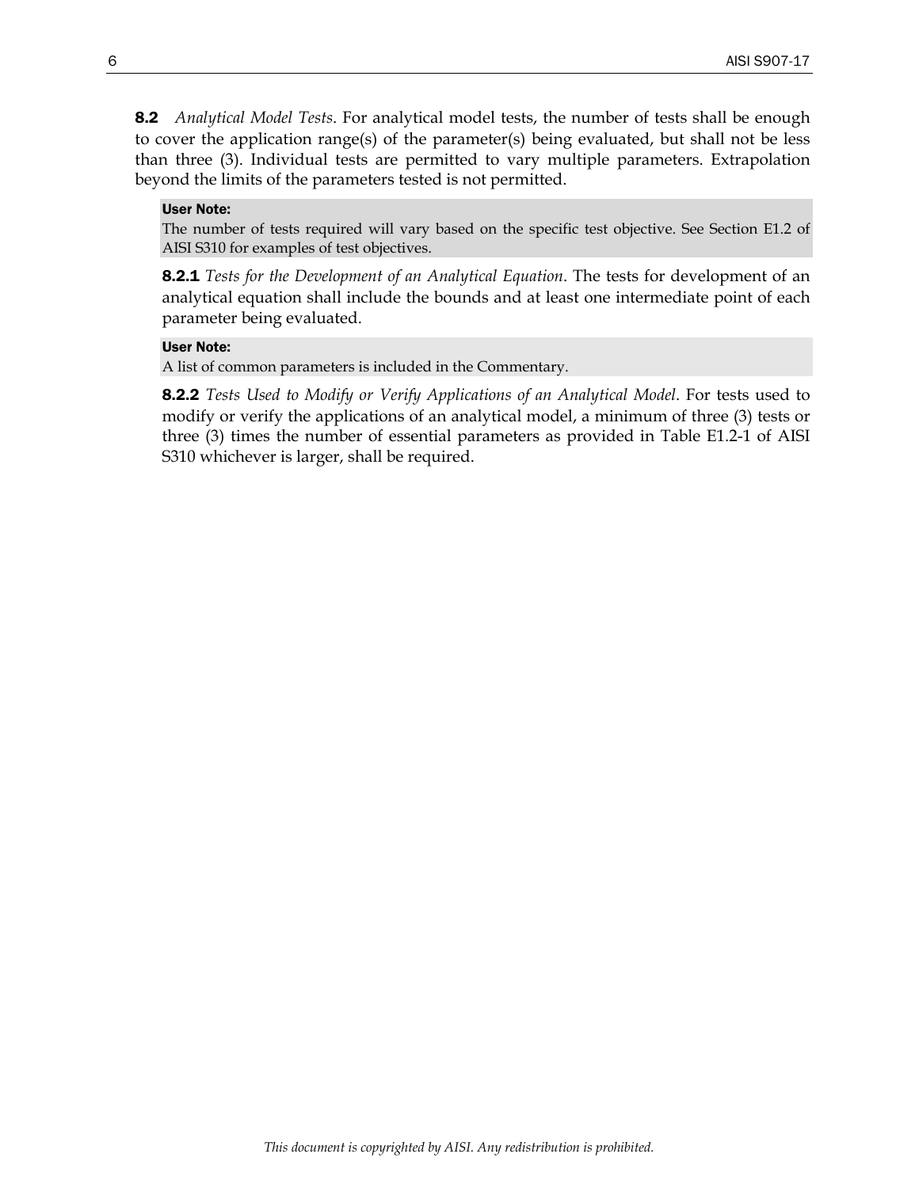**8.2** *Analytical Model Tests*. For analytical model tests, the number of tests shall be enough to cover the application range(s) of the parameter(s) being evaluated, but shall not be less than three (3). Individual tests are permitted to vary multiple parameters. Extrapolation beyond the limits of the parameters tested is not permitted.

> **User Note:**
> The number of tests required will vary based on the specific test objective. See Section E1.2 of AISI S310 for examples of test objectives.

**8.2.1** *Tests for the Development of an Analytical Equation*. The tests for development of an analytical equation shall include the bounds and at least one intermediate point of each parameter being evaluated.

> **User Note:**
> A list of common parameters is included in the Commentary.

**8.2.2** *Tests Used to Modify or Verify Applications of an Analytical Model*. For tests used to modify or verify the applications of an analytical model, a minimum of three (3) tests or three (3) times the number of essential parameters as provided in Table E1.2-1 of AISI S310 whichever is larger, shall be required.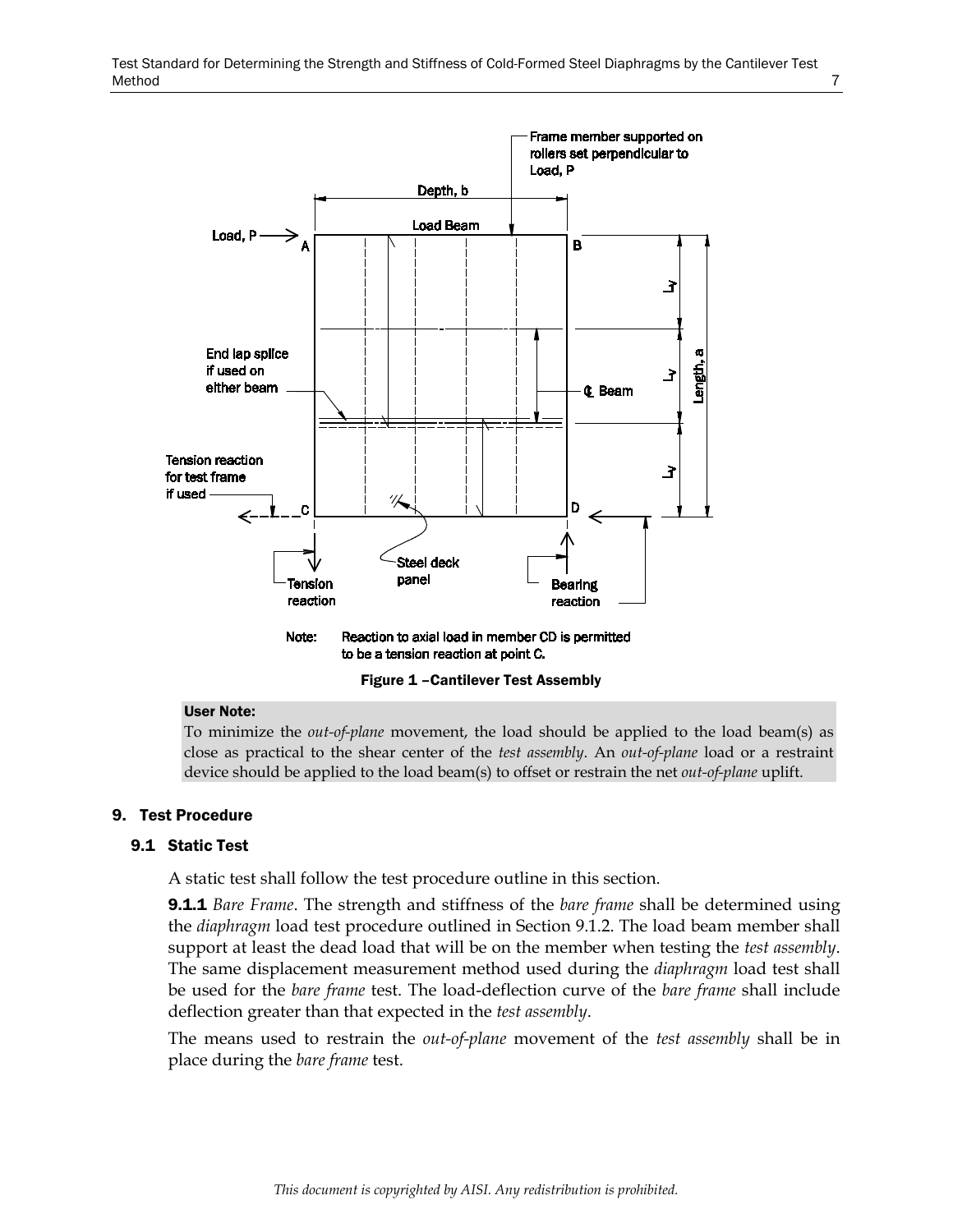Figure 1 –Cantilever Test Assembly

**User Note:**

To minimize the *out-of-plane* movement, the load should be applied to the load beam(s) as close as practical to the shear center of the *test assembly*. An *out-of-plane* load or a restraint device should be applied to the load beam(s) to offset or restrain the net *out-of-plane* uplift.

## 9. Test Procedure

### 9.1 Static Test

A static test shall follow the test procedure outline in this section.

**9.1.1** *Bare Frame*. The strength and stiffness of the *bare frame* shall be determined using the *diaphragm* load test procedure outlined in Section 9.1.2. The load beam member shall support at least the dead load that will be on the member when testing the *test assembly*. The same displacement measurement method used during the *diaphragm* load test shall be used for the *bare frame* test. The load-deflection curve of the *bare frame* shall include deflection greater than that expected in the *test assembly*.

The means used to restrain the *out-of-plane* movement of the *test assembly* shall be in place during the *bare frame* test.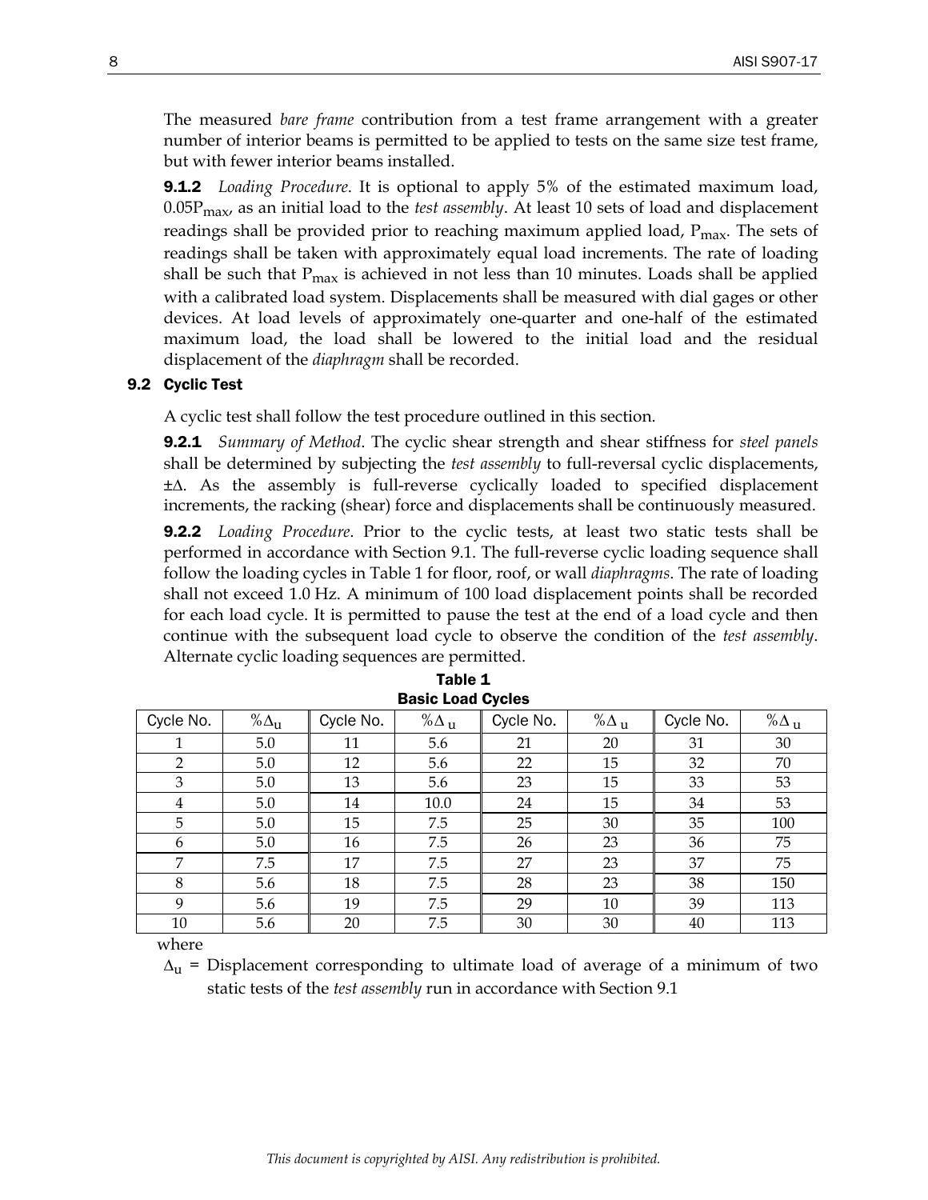The measured *bare frame* contribution from a test frame arrangement with a greater number of interior beams is permitted to be applied to tests on the same size test frame, but with fewer interior beams installed.

**9.1.2** *Loading Procedure*. It is optional to apply 5% of the estimated maximum load, $0.05P_{max}$, as an initial load to the *test assembly*. At least 10 sets of load and displacement readings shall be provided prior to reaching maximum applied load, $P_{max}$. The sets of readings shall be taken with approximately equal load increments. The rate of loading shall be such that $P_{max}$ is achieved in not less than 10 minutes. Loads shall be applied with a calibrated load system. Displacements shall be measured with dial gages or other devices. At load levels of approximately one-quarter and one-half of the estimated maximum load, the load shall be lowered to the initial load and the residual displacement of the *diaphragm* shall be recorded.

### 9.2 Cyclic Test

A cyclic test shall follow the test procedure outlined in this section.

**9.2.1** *Summary of Method*. The cyclic shear strength and shear stiffness for *steel panels* shall be determined by subjecting the *test assembly* to full-reversal cyclic displacements, $\pm\Delta$. As the assembly is full-reverse cyclically loaded to specified displacement increments, the racking (shear) force and displacements shall be continuously measured.

**9.2.2** *Loading Procedure*. Prior to the cyclic tests, at least two static tests shall be performed in accordance with Section 9.1. The full-reverse cyclic loading sequence shall follow the loading cycles in Table 1 for floor, roof, or wall *diaphragms*. The rate of loading shall not exceed 1.0 Hz. A minimum of 100 load displacement points shall be recorded for each load cycle. It is permitted to pause the test at the end of a load cycle and then continue with the subsequent load cycle to observe the condition of the *test assembly*. Alternate cyclic loading sequences are permitted.

**Table 1**
**Basic Load Cycles**

| Cycle No. | $\%\Delta_u$ | Cycle No. | $\%\Delta_u$ | Cycle No. | $\%\Delta_u$ | Cycle No. | $\%\Delta_u$ |
|---|---|---|---|---|---|---|---|
| 1 | 5.0 | 11 | 5.6 | 21 | 20 | 31 | 30 |
| 2 | 5.0 | 12 | 5.6 | 22 | 15 | 32 | 70 |
| 3 | 5.0 | 13 | 5.6 | 23 | 15 | 33 | 53 |
| 4 | 5.0 | 14 | 10.0 | 24 | 15 | 34 | 53 |
| 5 | 5.0 | 15 | 7.5 | 25 | 30 | 35 | 100 |
| 6 | 5.0 | 16 | 7.5 | 26 | 23 | 36 | 75 |
| 7 | 7.5 | 17 | 7.5 | 27 | 23 | 37 | 75 |
| 8 | 5.6 | 18 | 7.5 | 28 | 23 | 38 | 150 |
| 9 | 5.6 | 19 | 7.5 | 29 | 10 | 39 | 113 |
| 10 | 5.6 | 20 | 7.5 | 30 | 30 | 40 | 113 |

where

$\Delta_u$ = Displacement corresponding to ultimate load of average of a minimum of two static tests of the *test assembly* run in accordance with Section 9.1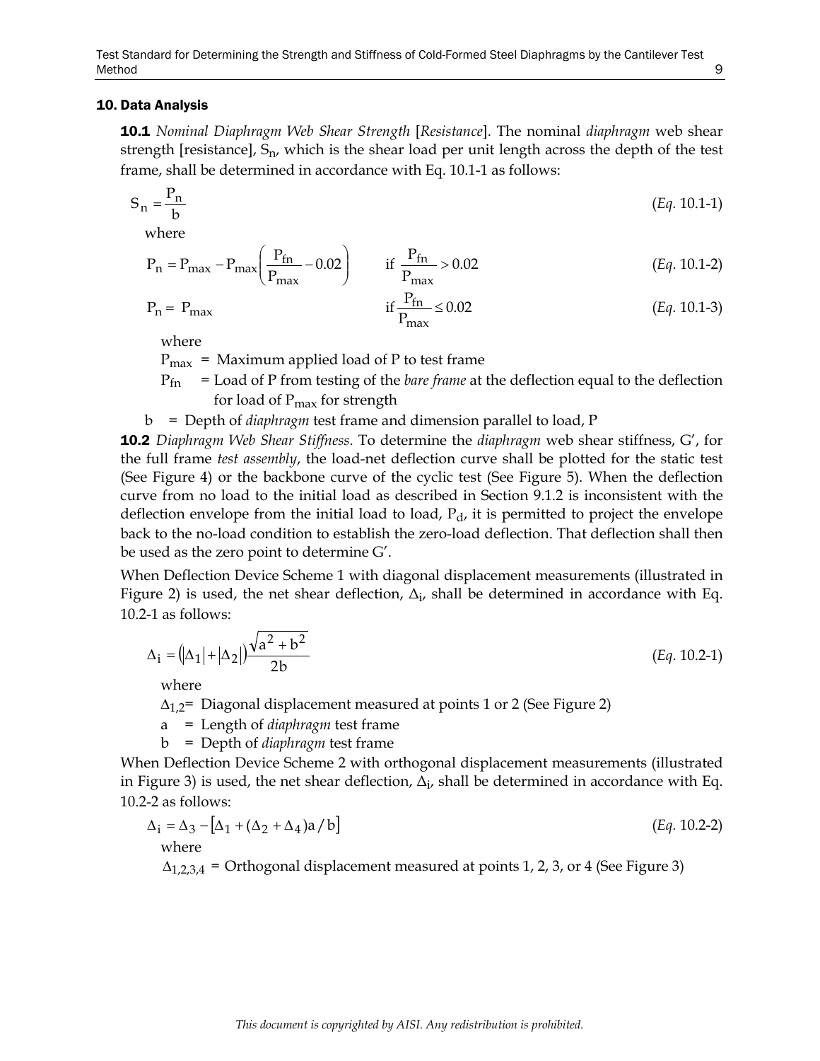## 10. Data Analysis

**10.1** *Nominal Diaphragm Web Shear Strength* [*Resistance*]. The nominal *diaphragm* web shear strength [resistance], $S_n$, which is the shear load per unit length across the depth of the test frame, shall be determined in accordance with Eq. 10.1-1 as follows:

$$S_n = \frac{P_n}{b} \qquad (Eq.\ 10.1\text{-}1)$$

where

$$P_n = P_{max} - P_{max}\left(\frac{P_{fn}}{P_{max}} - 0.02\right) \qquad \text{if } \frac{P_{fn}}{P_{max}} > 0.02 \qquad (Eq.\ 10.1\text{-}2)$$

$$P_n = P_{max} \qquad \text{if } \frac{P_{fn}}{P_{max}} \leq 0.02 \qquad (Eq.\ 10.1\text{-}3)$$

where

$P_{max}$ = Maximum applied load of P to test frame

$P_{fn}$ = Load of P from testing of the *bare frame* at the deflection equal to the deflection for load of $P_{max}$ for strength

b = Depth of *diaphragm* test frame and dimension parallel to load, P

**10.2** *Diaphragm Web Shear Stiffness*. To determine the *diaphragm* web shear stiffness, G', for the full frame *test assembly*, the load-net deflection curve shall be plotted for the static test (See Figure 4) or the backbone curve of the cyclic test (See Figure 5). When the deflection curve from no load to the initial load as described in Section 9.1.2 is inconsistent with the deflection envelope from the initial load to load, $P_d$, it is permitted to project the envelope back to the no-load condition to establish the zero-load deflection. That deflection shall then be used as the zero point to determine G'.

When Deflection Device Scheme 1 with diagonal displacement measurements (illustrated in Figure 2) is used, the net shear deflection, $\Delta_i$, shall be determined in accordance with Eq. 10.2-1 as follows:

$$\Delta_i = \left(|\Delta_1| + |\Delta_2|\right)\frac{\sqrt{a^2 + b^2}}{2b} \qquad (Eq.\ 10.2\text{-}1)$$

where

$\Delta_{1,2}$= Diagonal displacement measured at points 1 or 2 (See Figure 2)

a = Length of *diaphragm* test frame

b = Depth of *diaphragm* test frame

When Deflection Device Scheme 2 with orthogonal displacement measurements (illustrated in Figure 3) is used, the net shear deflection, $\Delta_i$, shall be determined in accordance with Eq. 10.2-2 as follows:

$$\Delta_i = \Delta_3 - \left[\Delta_1 + (\Delta_2 + \Delta_4)a/b\right] \qquad (Eq.\ 10.2\text{-}2)$$

where

$\Delta_{1,2,3,4}$ = Orthogonal displacement measured at points 1, 2, 3, or 4 (See Figure 3)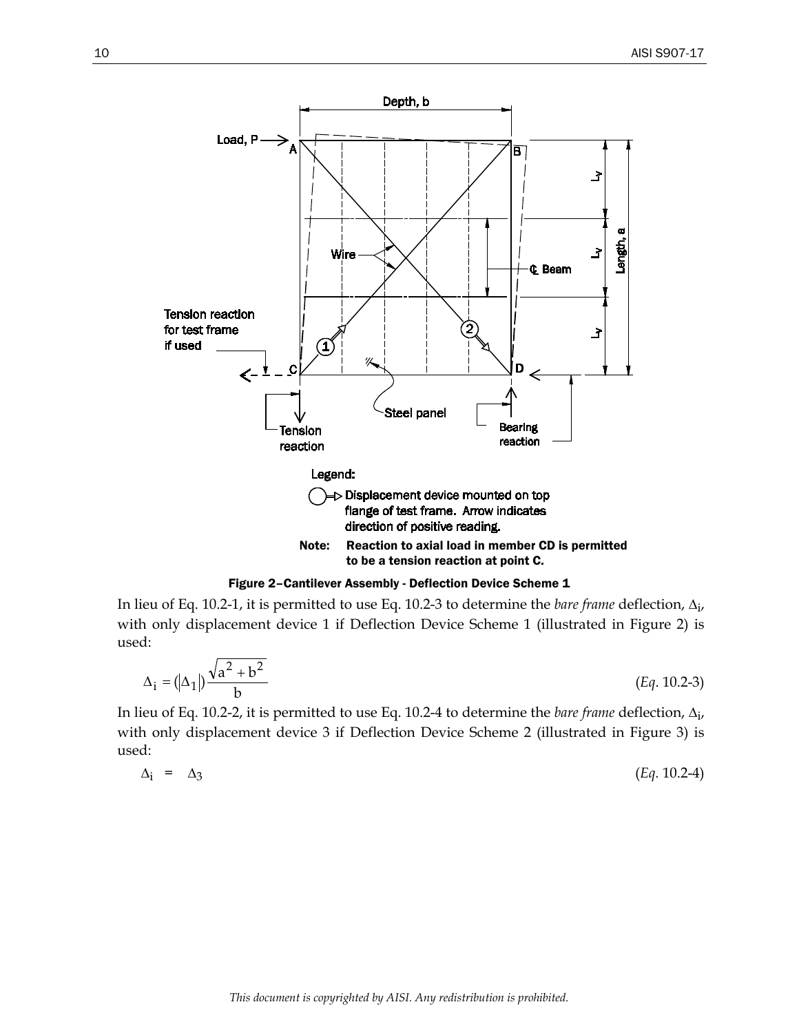Figure 2–Cantilever Assembly - Deflection Device Scheme 1

In lieu of Eq. 10.2-1, it is permitted to use Eq. 10.2-3 to determine the *bare frame* deflection, $\Delta_i$, with only displacement device 1 if Deflection Device Scheme 1 (illustrated in Figure 2) is used:

$$\Delta_i = (|\Delta_1|)\frac{\sqrt{a^2 + b^2}}{b} \qquad (Eq.\ 10.2\text{-}3)$$

In lieu of Eq. 10.2-2, it is permitted to use Eq. 10.2-4 to determine the *bare frame* deflection, $\Delta_i$, with only displacement device 3 if Deflection Device Scheme 2 (illustrated in Figure 3) is used:

$$\Delta_i = \Delta_3 \qquad (Eq.\ 10.2\text{-}4)$$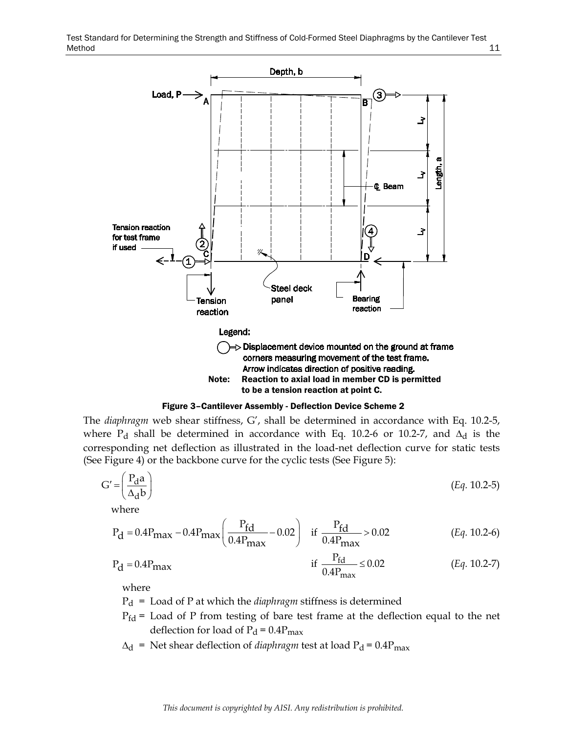Figure 3–Cantilever Assembly - Deflection Device Scheme 2

The *diaphragm* web shear stiffness, G′, shall be determined in accordance with Eq. 10.2-5, where $P_d$ shall be determined in accordance with Eq. 10.2-6 or 10.2-7, and $\Delta_d$ is the corresponding net deflection as illustrated in the load-net deflection curve for static tests (See Figure 4) or the backbone curve for the cyclic tests (See Figure 5):

$$G' = \left( \frac{P_d a}{\Delta_d b} \right) \quad \text{(Eq. 10.2-5)}$$

where

$$P_d = 0.4P_{max} - 0.4P_{max}\left( \frac{P_{fd}}{0.4P_{max}} - 0.02 \right) \quad \text{if } \frac{P_{fd}}{0.4P_{max}} > 0.02 \quad \text{(Eq. 10.2-6)}$$

$$P_d = 0.4P_{max} \quad \text{if } \frac{P_{fd}}{0.4P_{max}} \leq 0.02 \quad \text{(Eq. 10.2-7)}$$

where

$P_d$ = Load of P at which the *diaphragm* stiffness is determined

$P_{fd}$ = Load of P from testing of bare test frame at the deflection equal to the net deflection for load of $P_d = 0.4P_{max}$

$\Delta_d$ = Net shear deflection of *diaphragm* test at load $P_d = 0.4P_{max}$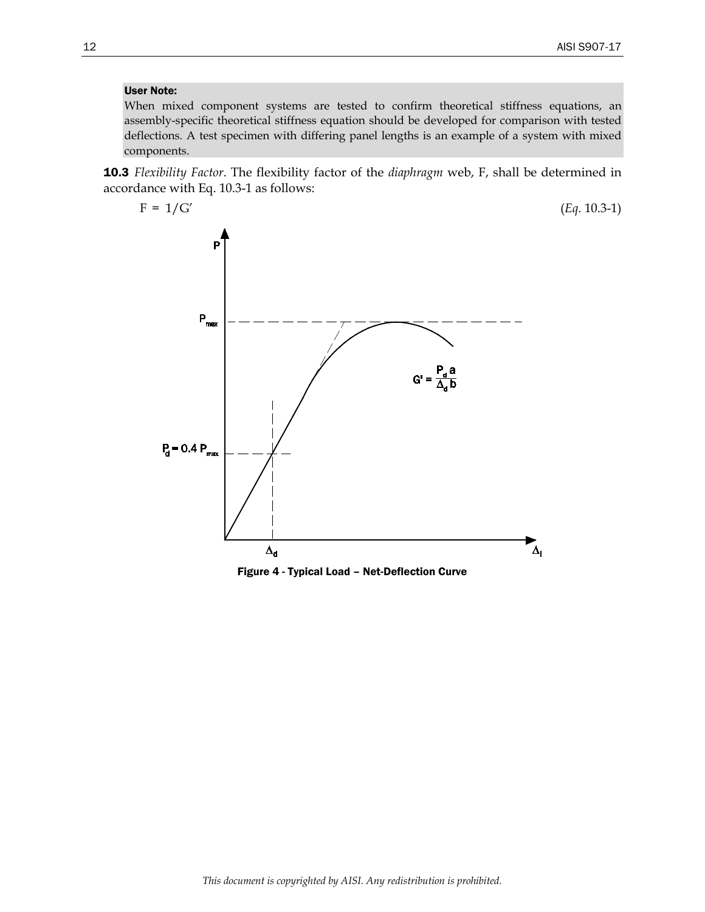**User Note:**

When mixed component systems are tested to confirm theoretical stiffness equations, an assembly-specific theoretical stiffness equation should be developed for comparison with tested deflections. A test specimen with differing panel lengths is an example of a system with mixed components.

**10.3** *Flexibility Factor*. The flexibility factor of the *diaphragm* web, F, shall be determined in accordance with Eq. 10.3-1 as follows:

$$F = 1/G' \qquad (Eq.\ 10.3\text{-}1)$$

**Figure 4 - Typical Load – Net-Deflection Curve**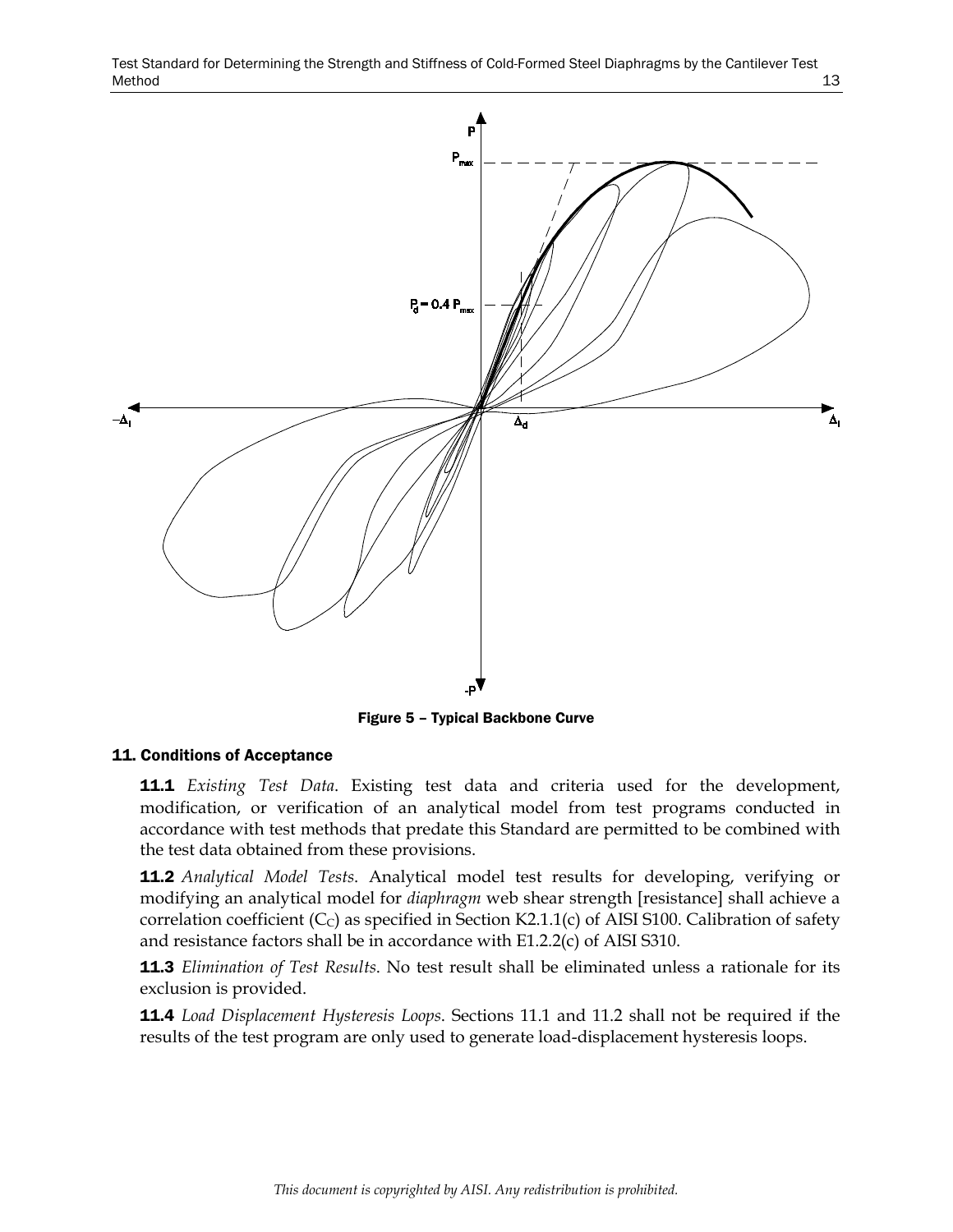Figure 5 – Typical Backbone Curve

## 11. Conditions of Acceptance

**11.1** *Existing Test Data*. Existing test data and criteria used for the development, modification, or verification of an analytical model from test programs conducted in accordance with test methods that predate this Standard are permitted to be combined with the test data obtained from these provisions.

**11.2** *Analytical Model Tests*. Analytical model test results for developing, verifying or modifying an analytical model for *diaphragm* web shear strength [resistance] shall achieve a correlation coefficient ($C_C$) as specified in Section K2.1.1(c) of AISI S100. Calibration of safety and resistance factors shall be in accordance with E1.2.2(c) of AISI S310.

**11.3** *Elimination of Test Results*. No test result shall be eliminated unless a rationale for its exclusion is provided.

**11.4** *Load Displacement Hysteresis Loops*. Sections 11.1 and 11.2 shall not be required if the results of the test program are only used to generate load-displacement hysteresis loops.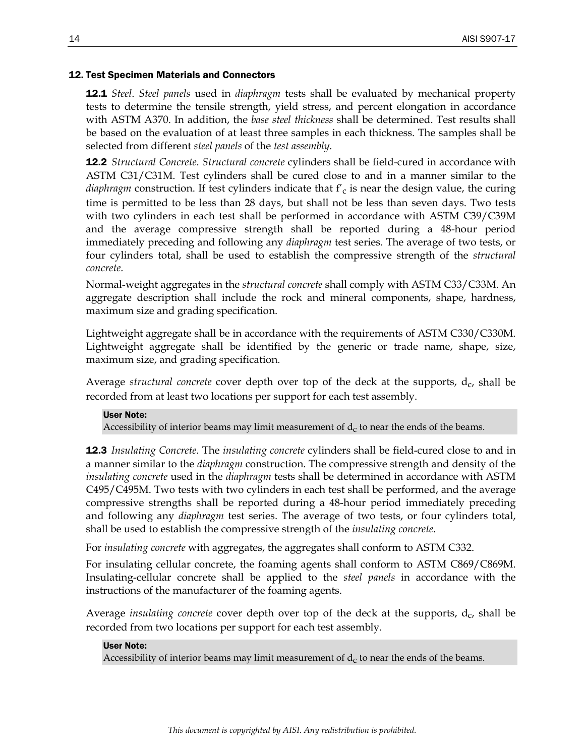## 12. Test Specimen Materials and Connectors

**12.1** *Steel. Steel panels* used in *diaphragm* tests shall be evaluated by mechanical property tests to determine the tensile strength, yield stress, and percent elongation in accordance with ASTM A370. In addition, the *base steel thickness* shall be determined. Test results shall be based on the evaluation of at least three samples in each thickness. The samples shall be selected from different *steel panels* of the *test assembly*.

**12.2** *Structural Concrete. Structural concrete* cylinders shall be field-cured in accordance with ASTM C31/C31M. Test cylinders shall be cured close to and in a manner similar to the *diaphragm* construction. If test cylinders indicate that $f'_c$ is near the design value, the curing time is permitted to be less than 28 days, but shall not be less than seven days. Two tests with two cylinders in each test shall be performed in accordance with ASTM C39/C39M and the average compressive strength shall be reported during a 48-hour period immediately preceding and following any *diaphragm* test series. The average of two tests, or four cylinders total, shall be used to establish the compressive strength of the *structural concrete*.

Normal-weight aggregates in the *structural concrete* shall comply with ASTM C33/C33M. An aggregate description shall include the rock and mineral components, shape, hardness, maximum size and grading specification.

Lightweight aggregate shall be in accordance with the requirements of ASTM C330/C330M. Lightweight aggregate shall be identified by the generic or trade name, shape, size, maximum size, and grading specification.

Average *structural concrete* cover depth over top of the deck at the supports, $d_c$, shall be recorded from at least two locations per support for each test assembly.

**User Note:**
Accessibility of interior beams may limit measurement of $d_c$ to near the ends of the beams.

**12.3** *Insulating Concrete.* The *insulating concrete* cylinders shall be field-cured close to and in a manner similar to the *diaphragm* construction. The compressive strength and density of the *insulating concrete* used in the *diaphragm* tests shall be determined in accordance with ASTM C495/C495M. Two tests with two cylinders in each test shall be performed, and the average compressive strengths shall be reported during a 48-hour period immediately preceding and following any *diaphragm* test series. The average of two tests, or four cylinders total, shall be used to establish the compressive strength of the *insulating concrete*.

For *insulating concrete* with aggregates, the aggregates shall conform to ASTM C332.

For insulating cellular concrete, the foaming agents shall conform to ASTM C869/C869M. Insulating-cellular concrete shall be applied to the *steel panels* in accordance with the instructions of the manufacturer of the foaming agents.

Average *insulating concrete* cover depth over top of the deck at the supports, $d_c$, shall be recorded from two locations per support for each test assembly.

**User Note:**
Accessibility of interior beams may limit measurement of $d_c$ to near the ends of the beams.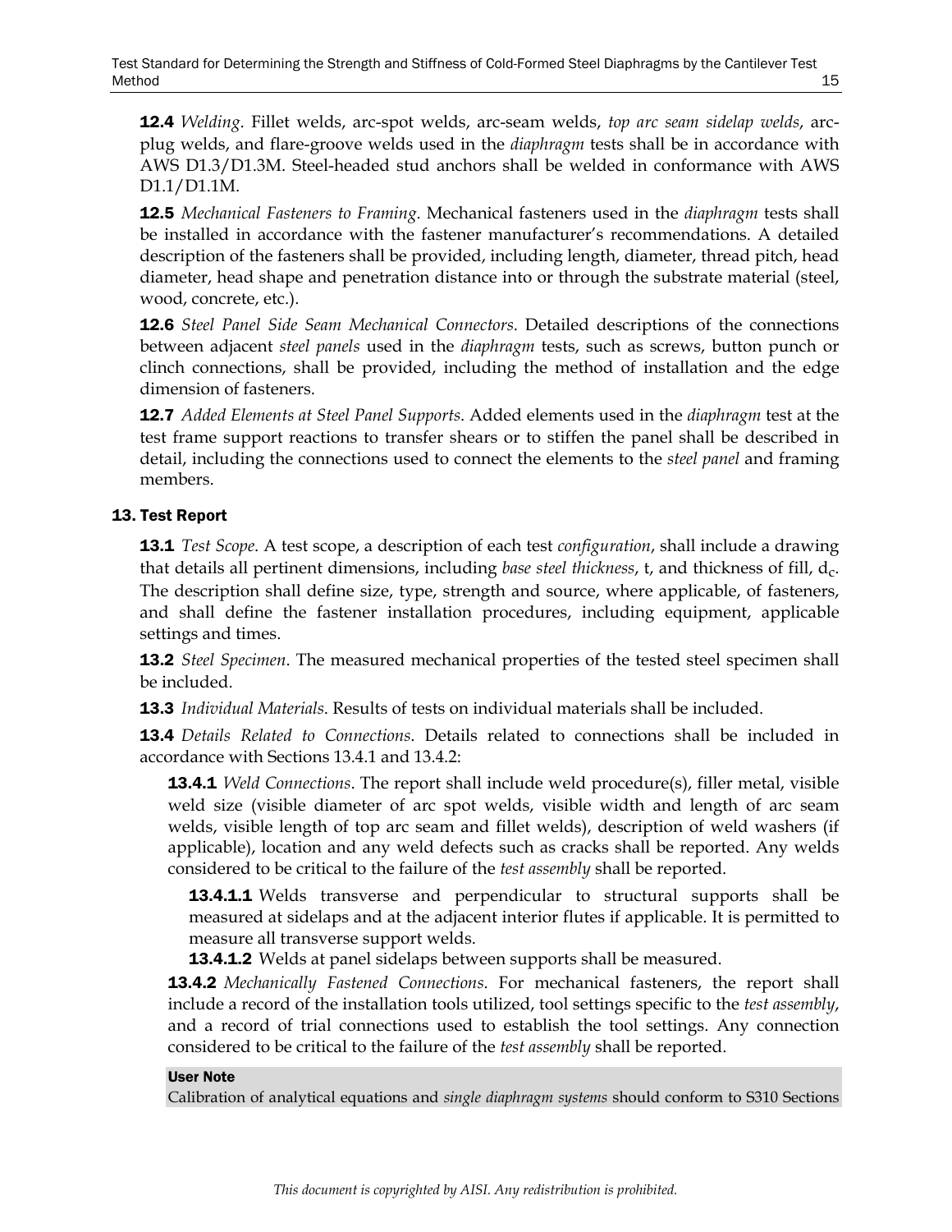**12.4** *Welding*. Fillet welds, arc-spot welds, arc-seam welds, *top arc seam sidelap welds*, arc-plug welds, and flare-groove welds used in the *diaphragm* tests shall be in accordance with AWS D1.3/D1.3M. Steel-headed stud anchors shall be welded in conformance with AWS D1.1/D1.1M.

**12.5** *Mechanical Fasteners to Framing*. Mechanical fasteners used in the *diaphragm* tests shall be installed in accordance with the fastener manufacturer's recommendations. A detailed description of the fasteners shall be provided, including length, diameter, thread pitch, head diameter, head shape and penetration distance into or through the substrate material (steel, wood, concrete, etc.).

**12.6** *Steel Panel Side Seam Mechanical Connectors*. Detailed descriptions of the connections between adjacent *steel panels* used in the *diaphragm* tests, such as screws, button punch or clinch connections, shall be provided, including the method of installation and the edge dimension of fasteners.

**12.7** *Added Elements at Steel Panel Supports*. Added elements used in the *diaphragm* test at the test frame support reactions to transfer shears or to stiffen the panel shall be described in detail, including the connections used to connect the elements to the *steel panel* and framing members.

## 13. Test Report

**13.1** *Test Scope*. A test scope, a description of each test *configuration*, shall include a drawing that details all pertinent dimensions, including *base steel thickness*, t, and thickness of fill, $d_c$. The description shall define size, type, strength and source, where applicable, of fasteners, and shall define the fastener installation procedures, including equipment, applicable settings and times.

**13.2** *Steel Specimen*. The measured mechanical properties of the tested steel specimen shall be included.

**13.3** *Individual Materials*. Results of tests on individual materials shall be included.

**13.4** *Details Related to Connections*. Details related to connections shall be included in accordance with Sections 13.4.1 and 13.4.2:

**13.4.1** *Weld Connections*. The report shall include weld procedure(s), filler metal, visible weld size (visible diameter of arc spot welds, visible width and length of arc seam welds, visible length of top arc seam and fillet welds), description of weld washers (if applicable), location and any weld defects such as cracks shall be reported. Any welds considered to be critical to the failure of the *test assembly* shall be reported.

**13.4.1.1** Welds transverse and perpendicular to structural supports shall be measured at sidelaps and at the adjacent interior flutes if applicable. It is permitted to measure all transverse support welds.

**13.4.1.2** Welds at panel sidelaps between supports shall be measured.

**13.4.2** *Mechanically Fastened Connections*. For mechanical fasteners, the report shall include a record of the installation tools utilized, tool settings specific to the *test assembly*, and a record of trial connections used to establish the tool settings. Any connection considered to be critical to the failure of the *test assembly* shall be reported.

**User Note**

Calibration of analytical equations and *single diaphragm systems* should conform to S310 Sections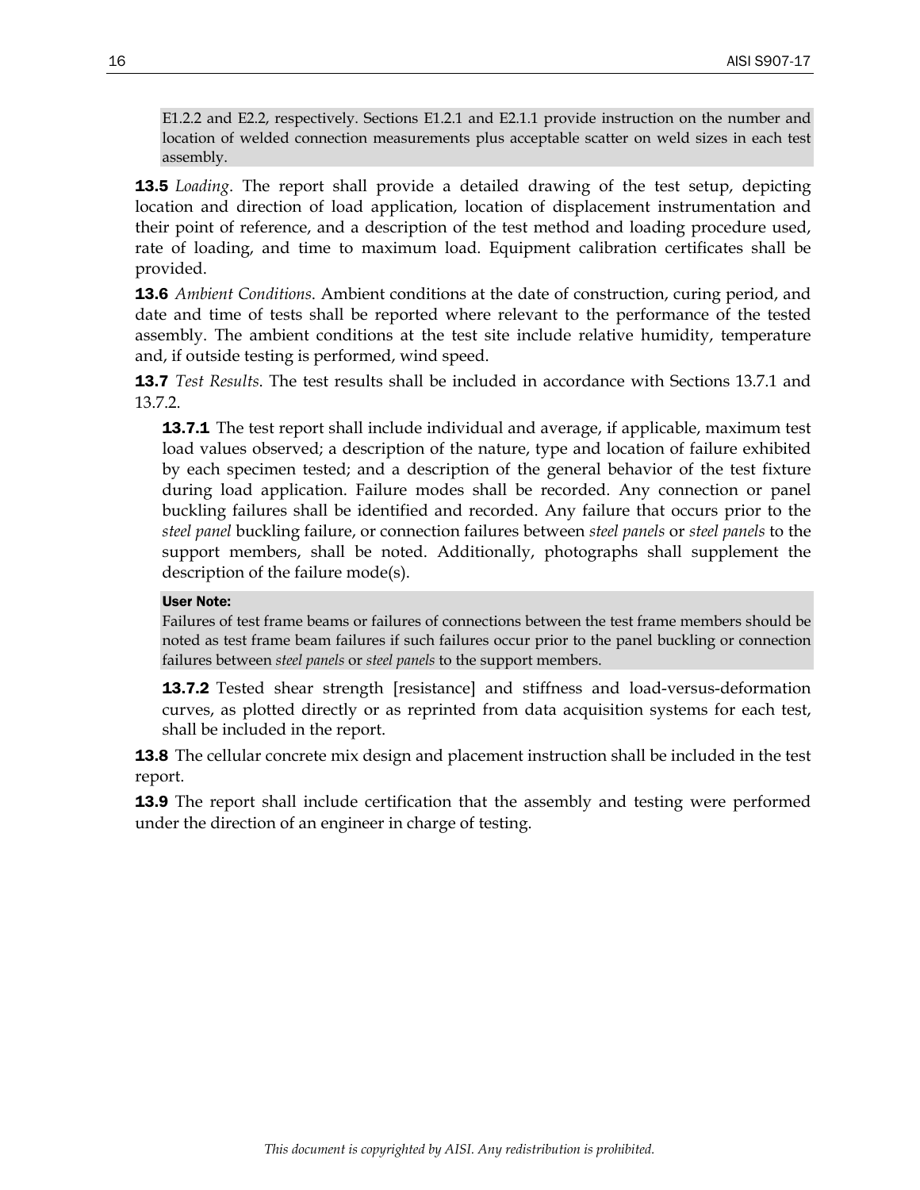E1.2.2 and E2.2, respectively. Sections E1.2.1 and E2.1.1 provide instruction on the number and location of welded connection measurements plus acceptable scatter on weld sizes in each test assembly.

**13.5** *Loading*. The report shall provide a detailed drawing of the test setup, depicting location and direction of load application, location of displacement instrumentation and their point of reference, and a description of the test method and loading procedure used, rate of loading, and time to maximum load. Equipment calibration certificates shall be provided.

**13.6** *Ambient Conditions*. Ambient conditions at the date of construction, curing period, and date and time of tests shall be reported where relevant to the performance of the tested assembly. The ambient conditions at the test site include relative humidity, temperature and, if outside testing is performed, wind speed.

**13.7** *Test Results*. The test results shall be included in accordance with Sections 13.7.1 and 13.7.2.

**13.7.1** The test report shall include individual and average, if applicable, maximum test load values observed; a description of the nature, type and location of failure exhibited by each specimen tested; and a description of the general behavior of the test fixture during load application. Failure modes shall be recorded. Any connection or panel buckling failures shall be identified and recorded. Any failure that occurs prior to the *steel panel* buckling failure, or connection failures between *steel panels* or *steel panels* to the support members, shall be noted. Additionally, photographs shall supplement the description of the failure mode(s).

**User Note:**

Failures of test frame beams or failures of connections between the test frame members should be noted as test frame beam failures if such failures occur prior to the panel buckling or connection failures between *steel panels* or *steel panels* to the support members.

**13.7.2** Tested shear strength [resistance] and stiffness and load-versus-deformation curves, as plotted directly or as reprinted from data acquisition systems for each test, shall be included in the report.

**13.8** The cellular concrete mix design and placement instruction shall be included in the test report.

**13.9** The report shall include certification that the assembly and testing were performed under the direction of an engineer in charge of testing.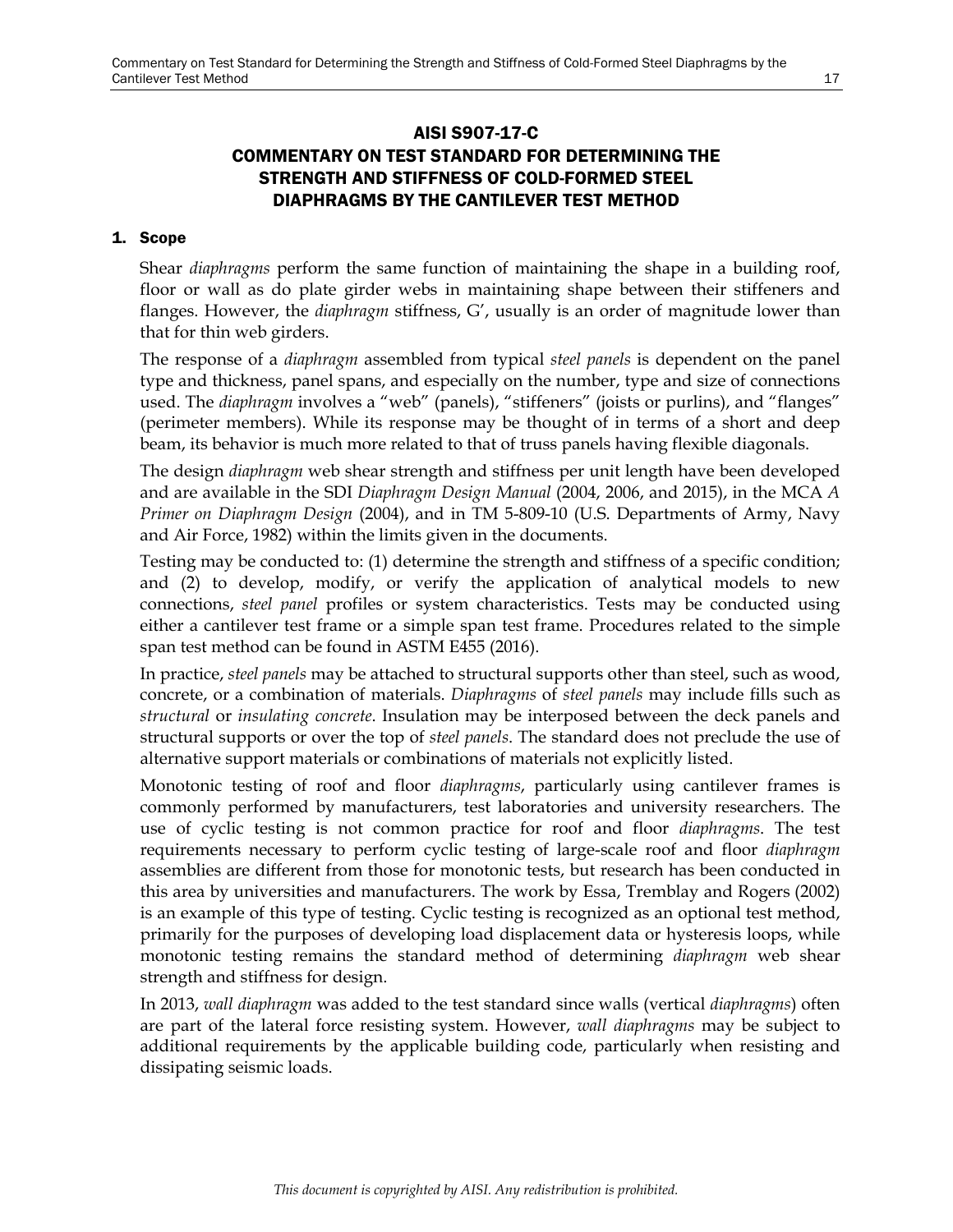# AISI S907-17-C
# COMMENTARY ON TEST STANDARD FOR DETERMINING THE STRENGTH AND STIFFNESS OF COLD-FORMED STEEL DIAPHRAGMS BY THE CANTILEVER TEST METHOD

## 1. Scope

Shear *diaphragms* perform the same function of maintaining the shape in a building roof, floor or wall as do plate girder webs in maintaining shape between their stiffeners and flanges. However, the *diaphragm* stiffness, G', usually is an order of magnitude lower than that for thin web girders.

The response of a *diaphragm* assembled from typical *steel panels* is dependent on the panel type and thickness, panel spans, and especially on the number, type and size of connections used. The *diaphragm* involves a "web" (panels), "stiffeners" (joists or purlins), and "flanges" (perimeter members). While its response may be thought of in terms of a short and deep beam, its behavior is much more related to that of truss panels having flexible diagonals.

The design *diaphragm* web shear strength and stiffness per unit length have been developed and are available in the SDI *Diaphragm Design Manual* (2004, 2006, and 2015), in the MCA *A Primer on Diaphragm Design* (2004), and in TM 5-809-10 (U.S. Departments of Army, Navy and Air Force, 1982) within the limits given in the documents.

Testing may be conducted to: (1) determine the strength and stiffness of a specific condition; and (2) to develop, modify, or verify the application of analytical models to new connections, *steel panel* profiles or system characteristics. Tests may be conducted using either a cantilever test frame or a simple span test frame. Procedures related to the simple span test method can be found in ASTM E455 (2016).

In practice, *steel panels* may be attached to structural supports other than steel, such as wood, concrete, or a combination of materials. *Diaphragms* of *steel panels* may include fills such as *structural* or *insulating concrete*. Insulation may be interposed between the deck panels and structural supports or over the top of *steel panels*. The standard does not preclude the use of alternative support materials or combinations of materials not explicitly listed.

Monotonic testing of roof and floor *diaphragms*, particularly using cantilever frames is commonly performed by manufacturers, test laboratories and university researchers. The use of cyclic testing is not common practice for roof and floor *diaphragms*. The test requirements necessary to perform cyclic testing of large-scale roof and floor *diaphragm* assemblies are different from those for monotonic tests, but research has been conducted in this area by universities and manufacturers. The work by Essa, Tremblay and Rogers (2002) is an example of this type of testing. Cyclic testing is recognized as an optional test method, primarily for the purposes of developing load displacement data or hysteresis loops, while monotonic testing remains the standard method of determining *diaphragm* web shear strength and stiffness for design.

In 2013, *wall diaphragm* was added to the test standard since walls (vertical *diaphragms*) often are part of the lateral force resisting system. However, *wall diaphragms* may be subject to additional requirements by the applicable building code, particularly when resisting and dissipating seismic loads.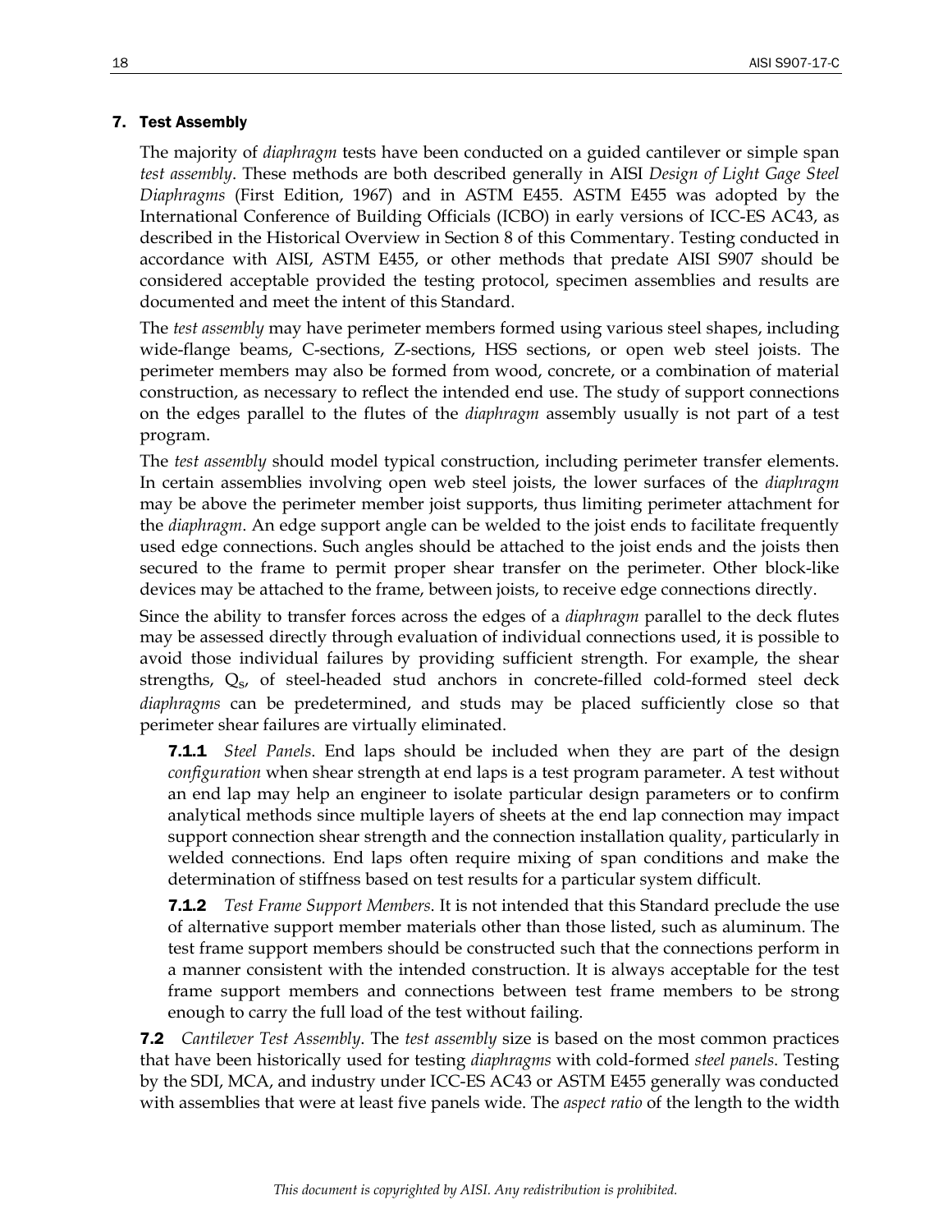## 7. Test Assembly

The majority of *diaphragm* tests have been conducted on a guided cantilever or simple span *test assembly*. These methods are both described generally in AISI *Design of Light Gage Steel Diaphragms* (First Edition, 1967) and in ASTM E455. ASTM E455 was adopted by the International Conference of Building Officials (ICBO) in early versions of ICC-ES AC43, as described in the Historical Overview in Section 8 of this Commentary. Testing conducted in accordance with AISI, ASTM E455, or other methods that predate AISI S907 should be considered acceptable provided the testing protocol, specimen assemblies and results are documented and meet the intent of this Standard.

The *test assembly* may have perimeter members formed using various steel shapes, including wide-flange beams, C-sections, Z-sections, HSS sections, or open web steel joists. The perimeter members may also be formed from wood, concrete, or a combination of material construction, as necessary to reflect the intended end use. The study of support connections on the edges parallel to the flutes of the *diaphragm* assembly usually is not part of a test program.

The *test assembly* should model typical construction, including perimeter transfer elements. In certain assemblies involving open web steel joists, the lower surfaces of the *diaphragm* may be above the perimeter member joist supports, thus limiting perimeter attachment for the *diaphragm*. An edge support angle can be welded to the joist ends to facilitate frequently used edge connections. Such angles should be attached to the joist ends and the joists then secured to the frame to permit proper shear transfer on the perimeter. Other block-like devices may be attached to the frame, between joists, to receive edge connections directly.

Since the ability to transfer forces across the edges of a *diaphragm* parallel to the deck flutes may be assessed directly through evaluation of individual connections used, it is possible to avoid those individual failures by providing sufficient strength. For example, the shear strengths, $Q_s$, of steel-headed stud anchors in concrete-filled cold-formed steel deck *diaphragms* can be predetermined, and studs may be placed sufficiently close so that perimeter shear failures are virtually eliminated.

**7.1.1** *Steel Panels*. End laps should be included when they are part of the design *configuration* when shear strength at end laps is a test program parameter. A test without an end lap may help an engineer to isolate particular design parameters or to confirm analytical methods since multiple layers of sheets at the end lap connection may impact support connection shear strength and the connection installation quality, particularly in welded connections. End laps often require mixing of span conditions and make the determination of stiffness based on test results for a particular system difficult.

**7.1.2** *Test Frame Support Members*. It is not intended that this Standard preclude the use of alternative support member materials other than those listed, such as aluminum. The test frame support members should be constructed such that the connections perform in a manner consistent with the intended construction. It is always acceptable for the test frame support members and connections between test frame members to be strong enough to carry the full load of the test without failing.

**7.2** *Cantilever Test Assembly*. The *test assembly* size is based on the most common practices that have been historically used for testing *diaphragms* with cold-formed *steel panels*. Testing by the SDI, MCA, and industry under ICC-ES AC43 or ASTM E455 generally was conducted with assemblies that were at least five panels wide. The *aspect ratio* of the length to the width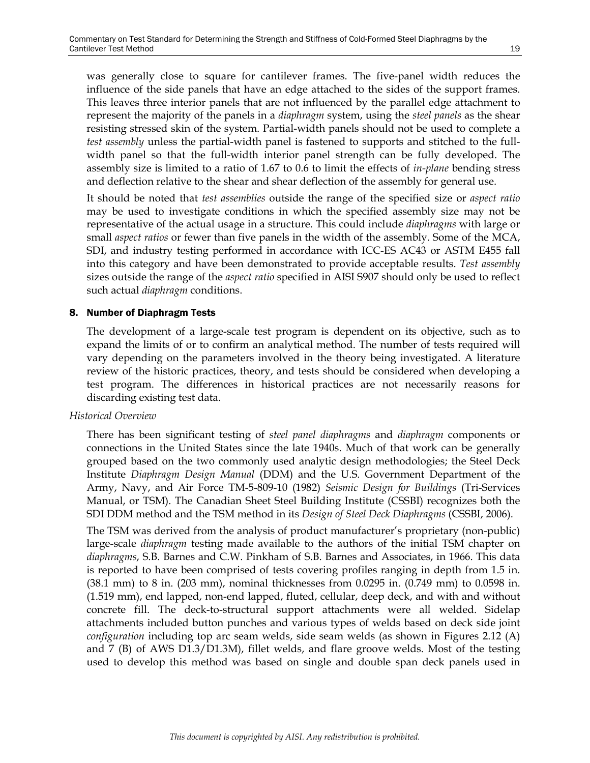was generally close to square for cantilever frames. The five-panel width reduces the influence of the side panels that have an edge attached to the sides of the support frames. This leaves three interior panels that are not influenced by the parallel edge attachment to represent the majority of the panels in a *diaphragm* system, using the *steel panels* as the shear resisting stressed skin of the system. Partial-width panels should not be used to complete a *test assembly* unless the partial-width panel is fastened to supports and stitched to the full-width panel so that the full-width interior panel strength can be fully developed. The assembly size is limited to a ratio of 1.67 to 0.6 to limit the effects of *in-plane* bending stress and deflection relative to the shear and shear deflection of the assembly for general use.

It should be noted that *test assemblies* outside the range of the specified size or *aspect ratio* may be used to investigate conditions in which the specified assembly size may not be representative of the actual usage in a structure. This could include *diaphragms* with large or small *aspect ratios* or fewer than five panels in the width of the assembly. Some of the MCA, SDI, and industry testing performed in accordance with ICC-ES AC43 or ASTM E455 fall into this category and have been demonstrated to provide acceptable results. *Test assembly* sizes outside the range of the *aspect ratio* specified in AISI S907 should only be used to reflect such actual *diaphragm* conditions.

## 8. Number of Diaphragm Tests

The development of a large-scale test program is dependent on its objective, such as to expand the limits of or to confirm an analytical method. The number of tests required will vary depending on the parameters involved in the theory being investigated. A literature review of the historic practices, theory, and tests should be considered when developing a test program. The differences in historical practices are not necessarily reasons for discarding existing test data.

*Historical Overview*

There has been significant testing of *steel panel diaphragms* and *diaphragm* components or connections in the United States since the late 1940s. Much of that work can be generally grouped based on the two commonly used analytic design methodologies; the Steel Deck Institute *Diaphragm Design Manual* (DDM) and the U.S. Government Department of the Army, Navy, and Air Force TM-5-809-10 (1982) *Seismic Design for Buildings* (Tri-Services Manual, or TSM). The Canadian Sheet Steel Building Institute (CSSBI) recognizes both the SDI DDM method and the TSM method in its *Design of Steel Deck Diaphragms* (CSSBI, 2006).

The TSM was derived from the analysis of product manufacturer's proprietary (non-public) large-scale *diaphragm* testing made available to the authors of the initial TSM chapter on *diaphragms*, S.B. Barnes and C.W. Pinkham of S.B. Barnes and Associates, in 1966. This data is reported to have been comprised of tests covering profiles ranging in depth from 1.5 in. (38.1 mm) to 8 in. (203 mm), nominal thicknesses from 0.0295 in. (0.749 mm) to 0.0598 in. (1.519 mm), end lapped, non-end lapped, fluted, cellular, deep deck, and with and without concrete fill. The deck-to-structural support attachments were all welded. Sidelap attachments included button punches and various types of welds based on deck side joint *configuration* including top arc seam welds, side seam welds (as shown in Figures 2.12 (A) and 7 (B) of AWS D1.3/D1.3M), fillet welds, and flare groove welds. Most of the testing used to develop this method was based on single and double span deck panels used in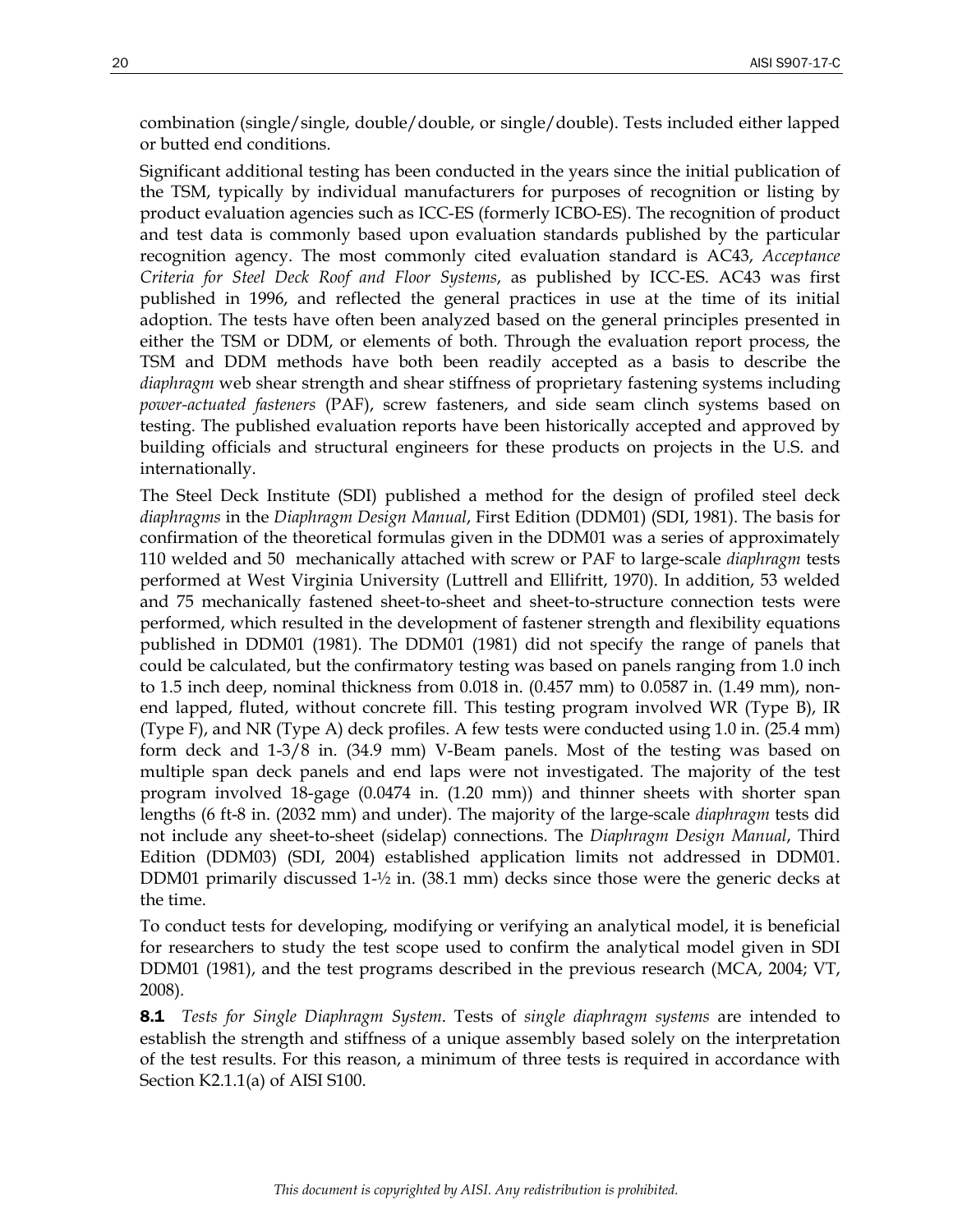combination (single/single, double/double, or single/double). Tests included either lapped or butted end conditions.

Significant additional testing has been conducted in the years since the initial publication of the TSM, typically by individual manufacturers for purposes of recognition or listing by product evaluation agencies such as ICC-ES (formerly ICBO-ES). The recognition of product and test data is commonly based upon evaluation standards published by the particular recognition agency. The most commonly cited evaluation standard is AC43, *Acceptance Criteria for Steel Deck Roof and Floor Systems*, as published by ICC-ES. AC43 was first published in 1996, and reflected the general practices in use at the time of its initial adoption. The tests have often been analyzed based on the general principles presented in either the TSM or DDM, or elements of both. Through the evaluation report process, the TSM and DDM methods have both been readily accepted as a basis to describe the *diaphragm* web shear strength and shear stiffness of proprietary fastening systems including *power-actuated fasteners* (PAF), screw fasteners, and side seam clinch systems based on testing. The published evaluation reports have been historically accepted and approved by building officials and structural engineers for these products on projects in the U.S. and internationally.

The Steel Deck Institute (SDI) published a method for the design of profiled steel deck *diaphragms* in the *Diaphragm Design Manual*, First Edition (DDM01) (SDI, 1981). The basis for confirmation of the theoretical formulas given in the DDM01 was a series of approximately 110 welded and 50 mechanically attached with screw or PAF to large-scale *diaphragm* tests performed at West Virginia University (Luttrell and Ellifritt, 1970). In addition, 53 welded and 75 mechanically fastened sheet-to-sheet and sheet-to-structure connection tests were performed, which resulted in the development of fastener strength and flexibility equations published in DDM01 (1981). The DDM01 (1981) did not specify the range of panels that could be calculated, but the confirmatory testing was based on panels ranging from 1.0 inch to 1.5 inch deep, nominal thickness from 0.018 in. (0.457 mm) to 0.0587 in. (1.49 mm), non-end lapped, fluted, without concrete fill. This testing program involved WR (Type B), IR (Type F), and NR (Type A) deck profiles. A few tests were conducted using 1.0 in. (25.4 mm) form deck and 1-3/8 in. (34.9 mm) V-Beam panels. Most of the testing was based on multiple span deck panels and end laps were not investigated. The majority of the test program involved 18-gage (0.0474 in. (1.20 mm)) and thinner sheets with shorter span lengths (6 ft-8 in. (2032 mm) and under). The majority of the large-scale *diaphragm* tests did not include any sheet-to-sheet (sidelap) connections. The *Diaphragm Design Manual*, Third Edition (DDM03) (SDI, 2004) established application limits not addressed in DDM01. DDM01 primarily discussed 1-½ in. (38.1 mm) decks since those were the generic decks at the time.

To conduct tests for developing, modifying or verifying an analytical model, it is beneficial for researchers to study the test scope used to confirm the analytical model given in SDI DDM01 (1981), and the test programs described in the previous research (MCA, 2004; VT, 2008).

**8.1** *Tests for Single Diaphragm System*. Tests of *single diaphragm systems* are intended to establish the strength and stiffness of a unique assembly based solely on the interpretation of the test results. For this reason, a minimum of three tests is required in accordance with Section K2.1.1(a) of AISI S100.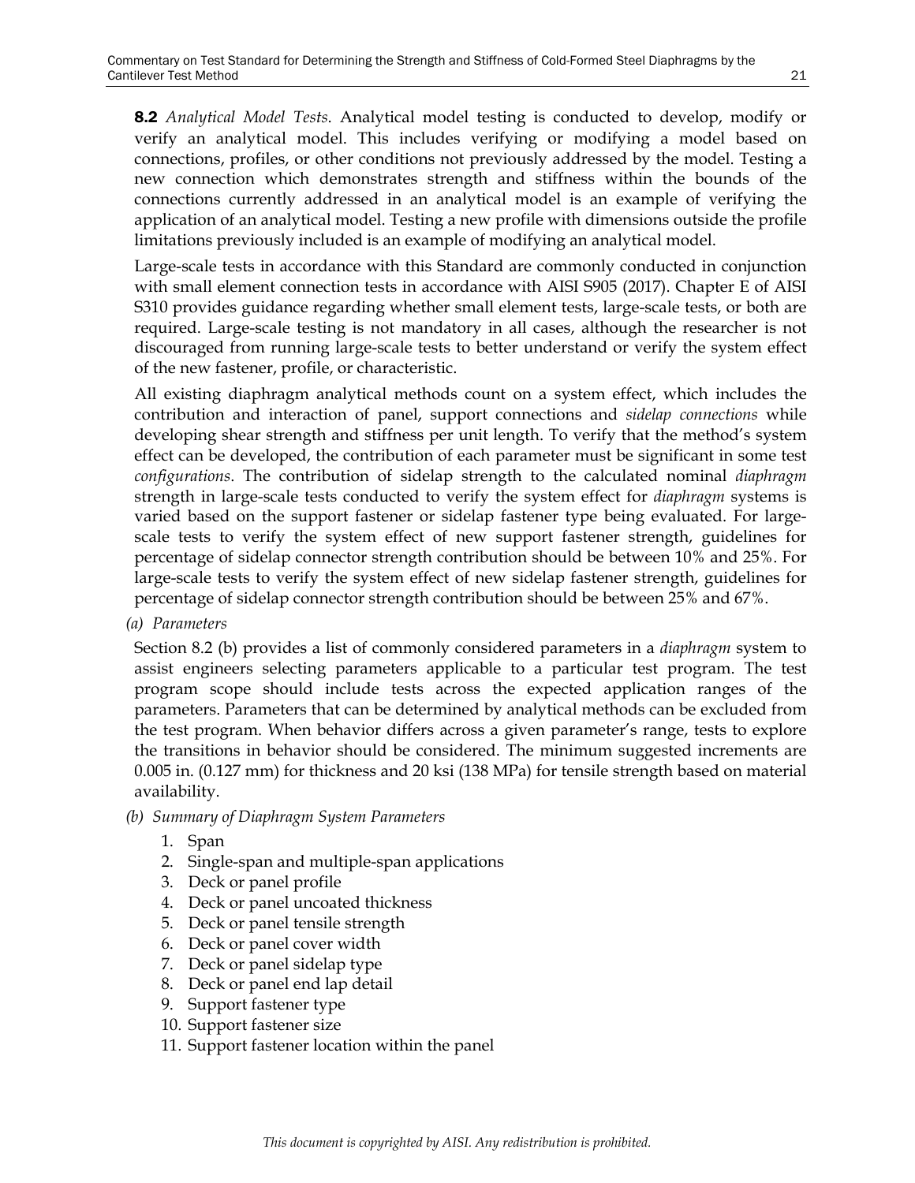**8.2** *Analytical Model Tests.* Analytical model testing is conducted to develop, modify or verify an analytical model. This includes verifying or modifying a model based on connections, profiles, or other conditions not previously addressed by the model. Testing a new connection which demonstrates strength and stiffness within the bounds of the connections currently addressed in an analytical model is an example of verifying the application of an analytical model. Testing a new profile with dimensions outside the profile limitations previously included is an example of modifying an analytical model.

Large-scale tests in accordance with this Standard are commonly conducted in conjunction with small element connection tests in accordance with AISI S905 (2017). Chapter E of AISI S310 provides guidance regarding whether small element tests, large-scale tests, or both are required. Large-scale testing is not mandatory in all cases, although the researcher is not discouraged from running large-scale tests to better understand or verify the system effect of the new fastener, profile, or characteristic.

All existing diaphragm analytical methods count on a system effect, which includes the contribution and interaction of panel, support connections and *sidelap connections* while developing shear strength and stiffness per unit length. To verify that the method's system effect can be developed, the contribution of each parameter must be significant in some test *configurations*. The contribution of sidelap strength to the calculated nominal *diaphragm* strength in large-scale tests conducted to verify the system effect for *diaphragm* systems is varied based on the support fastener or sidelap fastener type being evaluated. For large-scale tests to verify the system effect of new support fastener strength, guidelines for percentage of sidelap connector strength contribution should be between 10% and 25%. For large-scale tests to verify the system effect of new sidelap fastener strength, guidelines for percentage of sidelap connector strength contribution should be between 25% and 67%.

*(a) Parameters*

Section 8.2 (b) provides a list of commonly considered parameters in a *diaphragm* system to assist engineers selecting parameters applicable to a particular test program. The test program scope should include tests across the expected application ranges of the parameters. Parameters that can be determined by analytical methods can be excluded from the test program. When behavior differs across a given parameter's range, tests to explore the transitions in behavior should be considered. The minimum suggested increments are 0.005 in. (0.127 mm) for thickness and 20 ksi (138 MPa) for tensile strength based on material availability.

*(b) Summary of Diaphragm System Parameters*

1. Span
2. Single-span and multiple-span applications
3. Deck or panel profile
4. Deck or panel uncoated thickness
5. Deck or panel tensile strength
6. Deck or panel cover width
7. Deck or panel sidelap type
8. Deck or panel end lap detail
9. Support fastener type
10. Support fastener size
11. Support fastener location within the panel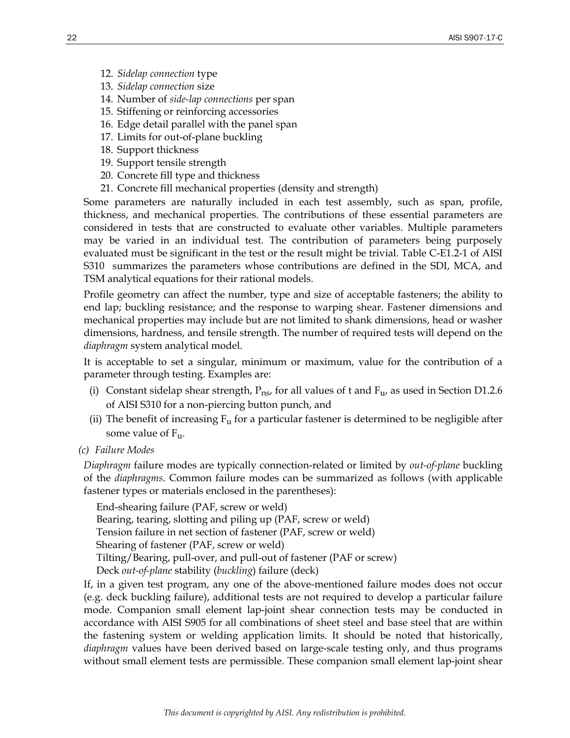12. *Sidelap connection* type
13. *Sidelap connection* size
14. Number of *side-lap connections* per span
15. Stiffening or reinforcing accessories
16. Edge detail parallel with the panel span
17. Limits for out-of-plane buckling
18. Support thickness
19. Support tensile strength
20. Concrete fill type and thickness
21. Concrete fill mechanical properties (density and strength)

Some parameters are naturally included in each test assembly, such as span, profile, thickness, and mechanical properties. The contributions of these essential parameters are considered in tests that are constructed to evaluate other variables. Multiple parameters may be varied in an individual test. The contribution of parameters being purposely evaluated must be significant in the test or the result might be trivial. Table C-E1.2-1 of AISI S310 summarizes the parameters whose contributions are defined in the SDI, MCA, and TSM analytical equations for their rational models.

Profile geometry can affect the number, type and size of acceptable fasteners; the ability to end lap; buckling resistance; and the response to warping shear. Fastener dimensions and mechanical properties may include but are not limited to shank dimensions, head or washer dimensions, hardness, and tensile strength. The number of required tests will depend on the *diaphragm* system analytical model.

It is acceptable to set a singular, minimum or maximum, value for the contribution of a parameter through testing. Examples are:

(i) Constant sidelap shear strength, $P_{ns}$, for all values of t and $F_u$, as used in Section D1.2.6 of AISI S310 for a non-piercing button punch, and

(ii) The benefit of increasing $F_u$ for a particular fastener is determined to be negligible after some value of $F_u$.

*(c) Failure Modes*

*Diaphragm* failure modes are typically connection-related or limited by *out-of-plane* buckling of the *diaphragms*. Common failure modes can be summarized as follows (with applicable fastener types or materials enclosed in the parentheses):

End-shearing failure (PAF, screw or weld)
Bearing, tearing, slotting and piling up (PAF, screw or weld)
Tension failure in net section of fastener (PAF, screw or weld)
Shearing of fastener (PAF, screw or weld)
Tilting/Bearing, pull-over, and pull-out of fastener (PAF or screw)
Deck *out-of-plane* stability (*buckling*) failure (deck)

If, in a given test program, any one of the above-mentioned failure modes does not occur (e.g. deck buckling failure), additional tests are not required to develop a particular failure mode. Companion small element lap-joint shear connection tests may be conducted in accordance with AISI S905 for all combinations of sheet steel and base steel that are within the fastening system or welding application limits. It should be noted that historically, *diaphragm* values have been derived based on large-scale testing only, and thus programs without small element tests are permissible. These companion small element lap-joint shear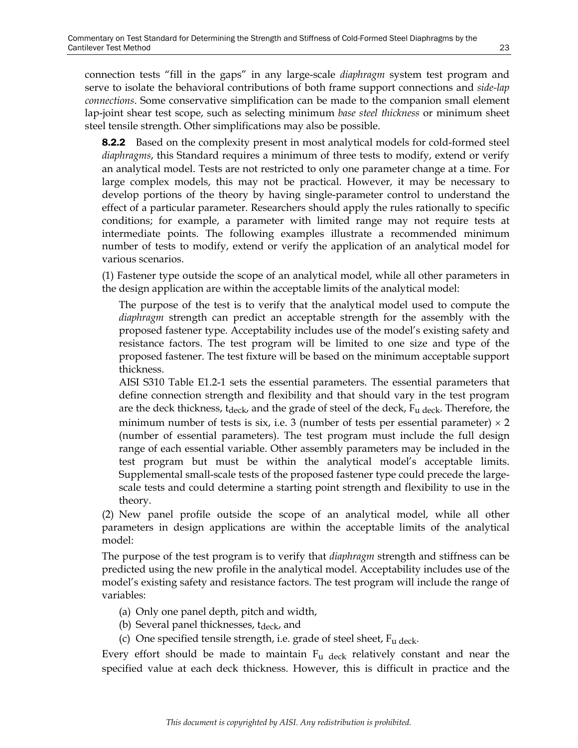connection tests "fill in the gaps" in any large-scale *diaphragm* system test program and serve to isolate the behavioral contributions of both frame support connections and *side-lap connections*. Some conservative simplification can be made to the companion small element lap-joint shear test scope, such as selecting minimum *base steel thickness* or minimum sheet steel tensile strength. Other simplifications may also be possible.

**8.2.2** Based on the complexity present in most analytical models for cold-formed steel *diaphragms*, this Standard requires a minimum of three tests to modify, extend or verify an analytical model. Tests are not restricted to only one parameter change at a time. For large complex models, this may not be practical. However, it may be necessary to develop portions of the theory by having single-parameter control to understand the effect of a particular parameter. Researchers should apply the rules rationally to specific conditions; for example, a parameter with limited range may not require tests at intermediate points. The following examples illustrate a recommended minimum number of tests to modify, extend or verify the application of an analytical model for various scenarios.

(1) Fastener type outside the scope of an analytical model, while all other parameters in the design application are within the acceptable limits of the analytical model:

The purpose of the test is to verify that the analytical model used to compute the *diaphragm* strength can predict an acceptable strength for the assembly with the proposed fastener type. Acceptability includes use of the model's existing safety and resistance factors. The test program will be limited to one size and type of the proposed fastener. The test fixture will be based on the minimum acceptable support thickness.

AISI S310 Table E1.2-1 sets the essential parameters. The essential parameters that define connection strength and flexibility and that should vary in the test program are the deck thickness, $t_{deck}$, and the grade of steel of the deck, $F_{u\ deck}$. Therefore, the minimum number of tests is six, i.e. 3 (number of tests per essential parameter) $\times$ 2 (number of essential parameters). The test program must include the full design range of each essential variable. Other assembly parameters may be included in the test program but must be within the analytical model's acceptable limits. Supplemental small-scale tests of the proposed fastener type could precede the large-scale tests and could determine a starting point strength and flexibility to use in the theory.

(2) New panel profile outside the scope of an analytical model, while all other parameters in design applications are within the acceptable limits of the analytical model:

The purpose of the test program is to verify that *diaphragm* strength and stiffness can be predicted using the new profile in the analytical model. Acceptability includes use of the model's existing safety and resistance factors. The test program will include the range of variables:

(a) Only one panel depth, pitch and width,
(b) Several panel thicknesses, $t_{deck}$, and
(c) One specified tensile strength, i.e. grade of steel sheet, $F_{u\ deck}$.

Every effort should be made to maintain $F_{u\ deck}$ relatively constant and near the specified value at each deck thickness. However, this is difficult in practice and the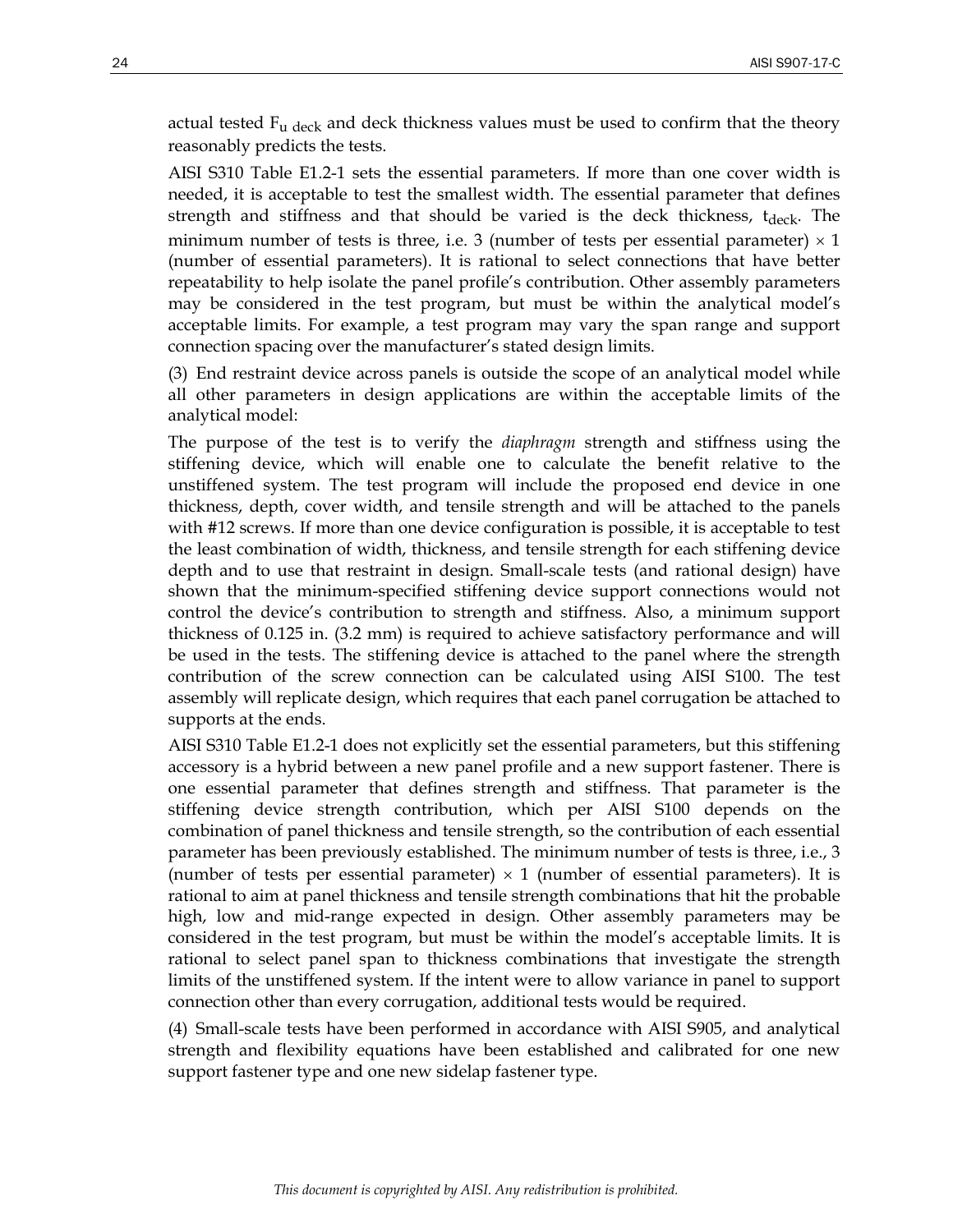actual tested $F_{u\ deck}$ and deck thickness values must be used to confirm that the theory reasonably predicts the tests.

AISI S310 Table E1.2-1 sets the essential parameters. If more than one cover width is needed, it is acceptable to test the smallest width. The essential parameter that defines strength and stiffness and that should be varied is the deck thickness, $t_{deck}$. The minimum number of tests is three, i.e. 3 (number of tests per essential parameter) × 1 (number of essential parameters). It is rational to select connections that have better repeatability to help isolate the panel profile's contribution. Other assembly parameters may be considered in the test program, but must be within the analytical model's acceptable limits. For example, a test program may vary the span range and support connection spacing over the manufacturer's stated design limits.

(3) End restraint device across panels is outside the scope of an analytical model while all other parameters in design applications are within the acceptable limits of the analytical model:

The purpose of the test is to verify the *diaphragm* strength and stiffness using the stiffening device, which will enable one to calculate the benefit relative to the unstiffened system. The test program will include the proposed end device in one thickness, depth, cover width, and tensile strength and will be attached to the panels with #12 screws. If more than one device configuration is possible, it is acceptable to test the least combination of width, thickness, and tensile strength for each stiffening device depth and to use that restraint in design. Small-scale tests (and rational design) have shown that the minimum-specified stiffening device support connections would not control the device's contribution to strength and stiffness. Also, a minimum support thickness of 0.125 in. (3.2 mm) is required to achieve satisfactory performance and will be used in the tests. The stiffening device is attached to the panel where the strength contribution of the screw connection can be calculated using AISI S100. The test assembly will replicate design, which requires that each panel corrugation be attached to supports at the ends.

AISI S310 Table E1.2-1 does not explicitly set the essential parameters, but this stiffening accessory is a hybrid between a new panel profile and a new support fastener. There is one essential parameter that defines strength and stiffness. That parameter is the stiffening device strength contribution, which per AISI S100 depends on the combination of panel thickness and tensile strength, so the contribution of each essential parameter has been previously established. The minimum number of tests is three, i.e., 3 (number of tests per essential parameter) × 1 (number of essential parameters). It is rational to aim at panel thickness and tensile strength combinations that hit the probable high, low and mid-range expected in design. Other assembly parameters may be considered in the test program, but must be within the model's acceptable limits. It is rational to select panel span to thickness combinations that investigate the strength limits of the unstiffened system. If the intent were to allow variance in panel to support connection other than every corrugation, additional tests would be required.

(4) Small-scale tests have been performed in accordance with AISI S905, and analytical strength and flexibility equations have been established and calibrated for one new support fastener type and one new sidelap fastener type.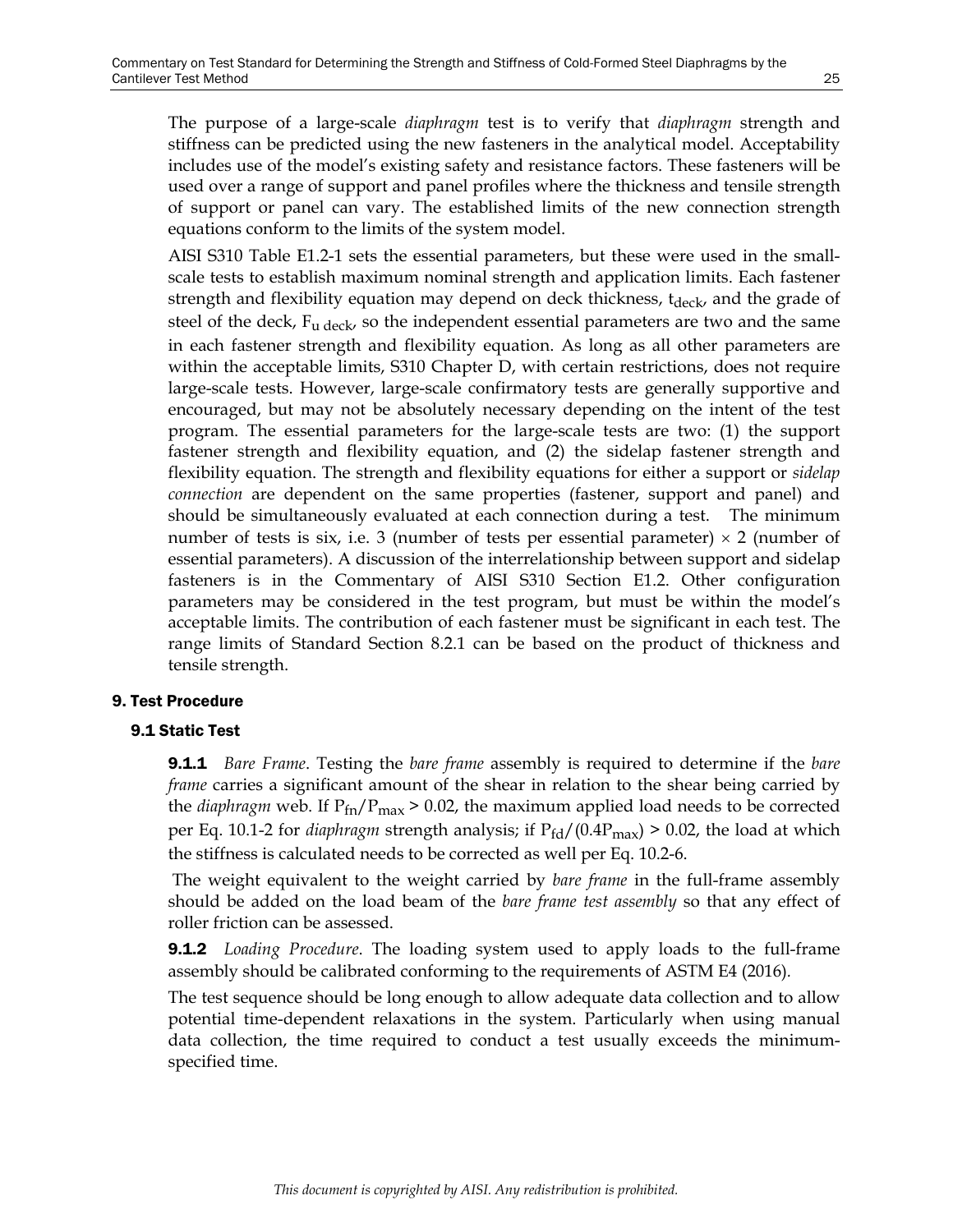The purpose of a large-scale *diaphragm* test is to verify that *diaphragm* strength and stiffness can be predicted using the new fasteners in the analytical model. Acceptability includes use of the model's existing safety and resistance factors. These fasteners will be used over a range of support and panel profiles where the thickness and tensile strength of support or panel can vary. The established limits of the new connection strength equations conform to the limits of the system model.

AISI S310 Table E1.2-1 sets the essential parameters, but these were used in the small-scale tests to establish maximum nominal strength and application limits. Each fastener strength and flexibility equation may depend on deck thickness, $t_{deck}$, and the grade of steel of the deck, $F_{u\ deck}$, so the independent essential parameters are two and the same in each fastener strength and flexibility equation. As long as all other parameters are within the acceptable limits, S310 Chapter D, with certain restrictions, does not require large-scale tests. However, large-scale confirmatory tests are generally supportive and encouraged, but may not be absolutely necessary depending on the intent of the test program. The essential parameters for the large-scale tests are two: (1) the support fastener strength and flexibility equation, and (2) the sidelap fastener strength and flexibility equation. The strength and flexibility equations for either a support or *sidelap connection* are dependent on the same properties (fastener, support and panel) and should be simultaneously evaluated at each connection during a test. The minimum number of tests is six, i.e. 3 (number of tests per essential parameter) $\times$ 2 (number of essential parameters). A discussion of the interrelationship between support and sidelap fasteners is in the Commentary of AISI S310 Section E1.2. Other configuration parameters may be considered in the test program, but must be within the model's acceptable limits. The contribution of each fastener must be significant in each test. The range limits of Standard Section 8.2.1 can be based on the product of thickness and tensile strength.

## 9. Test Procedure

### 9.1 Static Test

**9.1.1** *Bare Frame*. Testing the *bare frame* assembly is required to determine if the *bare frame* carries a significant amount of the shear in relation to the shear being carried by the *diaphragm* web. If $P_{fn}/P_{max} > 0.02$, the maximum applied load needs to be corrected per Eq. 10.1-2 for *diaphragm* strength analysis; if $P_{fd}/(0.4P_{max}) > 0.02$, the load at which the stiffness is calculated needs to be corrected as well per Eq. 10.2-6.

The weight equivalent to the weight carried by *bare frame* in the full-frame assembly should be added on the load beam of the *bare frame test assembly* so that any effect of roller friction can be assessed.

**9.1.2** *Loading Procedure*. The loading system used to apply loads to the full-frame assembly should be calibrated conforming to the requirements of ASTM E4 (2016).

The test sequence should be long enough to allow adequate data collection and to allow potential time-dependent relaxations in the system. Particularly when using manual data collection, the time required to conduct a test usually exceeds the minimum-specified time.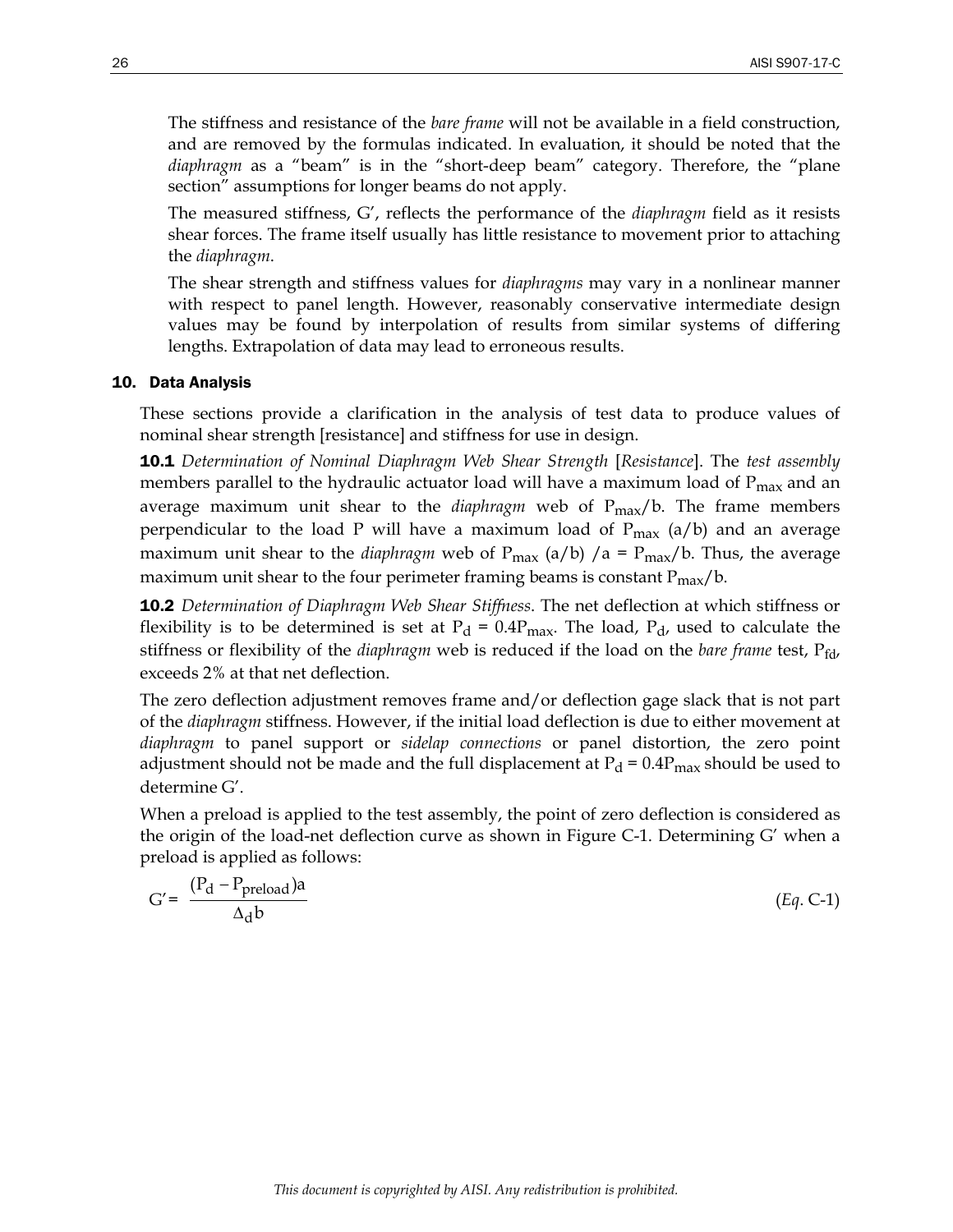The stiffness and resistance of the *bare frame* will not be available in a field construction, and are removed by the formulas indicated. In evaluation, it should be noted that the *diaphragm* as a "beam" is in the "short-deep beam" category. Therefore, the "plane section" assumptions for longer beams do not apply.

The measured stiffness, G′, reflects the performance of the *diaphragm* field as it resists shear forces. The frame itself usually has little resistance to movement prior to attaching the *diaphragm*.

The shear strength and stiffness values for *diaphragms* may vary in a nonlinear manner with respect to panel length. However, reasonably conservative intermediate design values may be found by interpolation of results from similar systems of differing lengths. Extrapolation of data may lead to erroneous results.

## 10. Data Analysis

These sections provide a clarification in the analysis of test data to produce values of nominal shear strength [resistance] and stiffness for use in design.

**10.1** *Determination of Nominal Diaphragm Web Shear Strength* [*Resistance*]. The *test assembly* members parallel to the hydraulic actuator load will have a maximum load of $P_{max}$ and an average maximum unit shear to the *diaphragm* web of $P_{max}/b$. The frame members perpendicular to the load P will have a maximum load of $P_{max}$ (a/b) and an average maximum unit shear to the *diaphragm* web of $P_{max}$ (a/b) /a = $P_{max}/b$. Thus, the average maximum unit shear to the four perimeter framing beams is constant $P_{max}/b$.

**10.2** *Determination of Diaphragm Web Shear Stiffness*. The net deflection at which stiffness or flexibility is to be determined is set at $P_d = 0.4P_{max}$. The load, $P_d$, used to calculate the stiffness or flexibility of the *diaphragm* web is reduced if the load on the *bare frame* test, $P_{fd}$, exceeds 2% at that net deflection.

The zero deflection adjustment removes frame and/or deflection gage slack that is not part of the *diaphragm* stiffness. However, if the initial load deflection is due to either movement at *diaphragm* to panel support or *sidelap connections* or panel distortion, the zero point adjustment should not be made and the full displacement at $P_d = 0.4P_{max}$ should be used to determine G′.

When a preload is applied to the test assembly, the point of zero deflection is considered as the origin of the load-net deflection curve as shown in Figure C-1. Determining G′ when a preload is applied as follows:

$$G' = \frac{(P_d - P_{preload})a}{\Delta_d b} \qquad (Eq. \text{ C-1})$$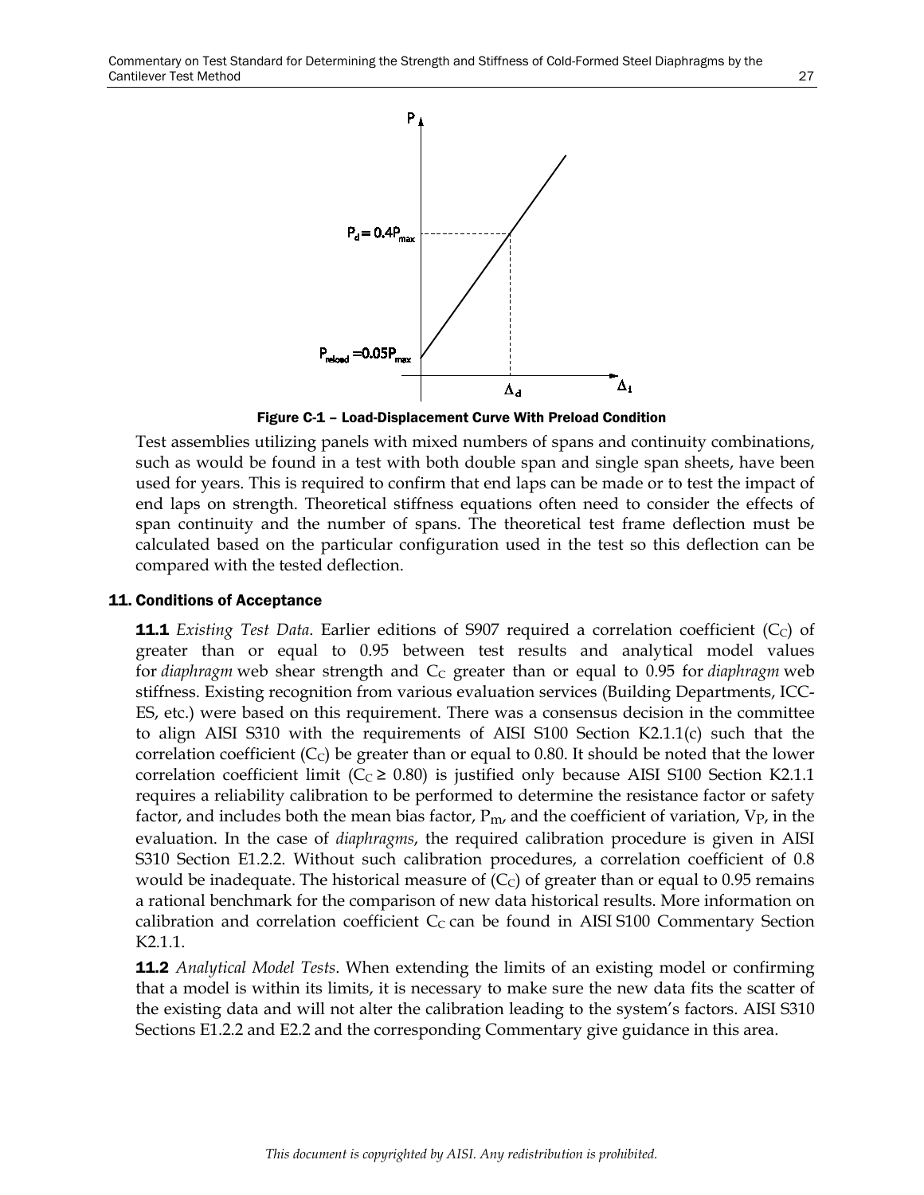Figure C-1 – Load-Displacement Curve With Preload Condition

Test assemblies utilizing panels with mixed numbers of spans and continuity combinations, such as would be found in a test with both double span and single span sheets, have been used for years. This is required to confirm that end laps can be made or to test the impact of end laps on strength. Theoretical stiffness equations often need to consider the effects of span continuity and the number of spans. The theoretical test frame deflection must be calculated based on the particular configuration used in the test so this deflection can be compared with the tested deflection.

## 11. Conditions of Acceptance

**11.1** *Existing Test Data*. Earlier editions of S907 required a correlation coefficient ($C_C$) of greater than or equal to 0.95 between test results and analytical model values for *diaphragm* web shear strength and $C_C$ greater than or equal to 0.95 for *diaphragm* web stiffness. Existing recognition from various evaluation services (Building Departments, ICC-ES, etc.) were based on this requirement. There was a consensus decision in the committee to align AISI S310 with the requirements of AISI S100 Section K2.1.1(c) such that the correlation coefficient ($C_C$) be greater than or equal to 0.80. It should be noted that the lower correlation coefficient limit ($C_C \geq 0.80$) is justified only because AISI S100 Section K2.1.1 requires a reliability calibration to be performed to determine the resistance factor or safety factor, and includes both the mean bias factor, $P_m$, and the coefficient of variation, $V_P$, in the evaluation. In the case of *diaphragms*, the required calibration procedure is given in AISI S310 Section E1.2.2. Without such calibration procedures, a correlation coefficient of 0.8 would be inadequate. The historical measure of ($C_C$) of greater than or equal to 0.95 remains a rational benchmark for the comparison of new data historical results. More information on calibration and correlation coefficient $C_C$ can be found in AISI S100 Commentary Section K2.1.1.

**11.2** *Analytical Model Tests*. When extending the limits of an existing model or confirming that a model is within its limits, it is necessary to make sure the new data fits the scatter of the existing data and will not alter the calibration leading to the system's factors. AISI S310 Sections E1.2.2 and E2.2 and the corresponding Commentary give guidance in this area.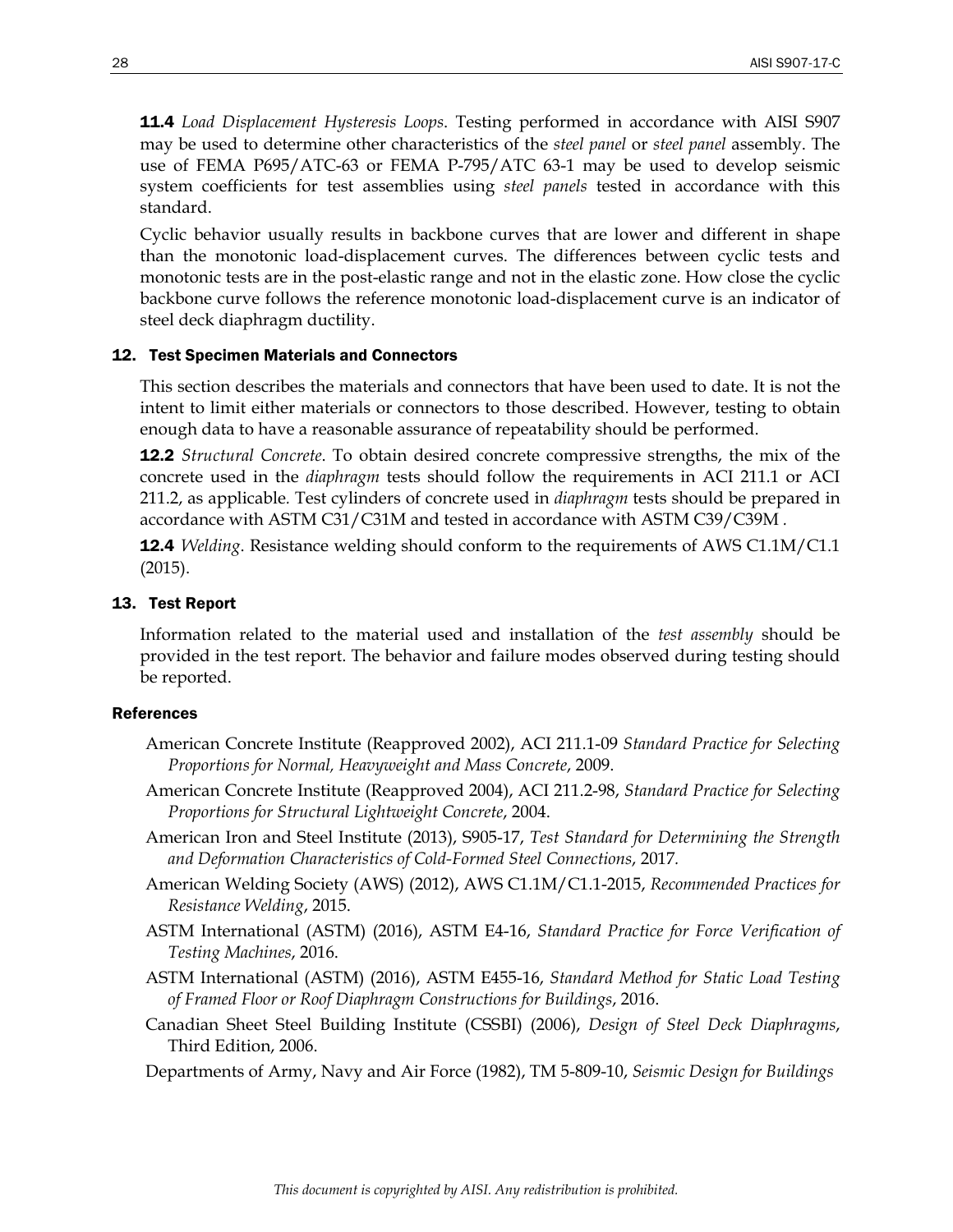**11.4** *Load Displacement Hysteresis Loops*. Testing performed in accordance with AISI S907 may be used to determine other characteristics of the *steel panel* or *steel panel* assembly. The use of FEMA P695/ATC-63 or FEMA P-795/ATC 63-1 may be used to develop seismic system coefficients for test assemblies using *steel panels* tested in accordance with this standard.

Cyclic behavior usually results in backbone curves that are lower and different in shape than the monotonic load-displacement curves. The differences between cyclic tests and monotonic tests are in the post-elastic range and not in the elastic zone. How close the cyclic backbone curve follows the reference monotonic load-displacement curve is an indicator of steel deck diaphragm ductility.

## 12. Test Specimen Materials and Connectors

This section describes the materials and connectors that have been used to date. It is not the intent to limit either materials or connectors to those described. However, testing to obtain enough data to have a reasonable assurance of repeatability should be performed.

**12.2** *Structural Concrete*. To obtain desired concrete compressive strengths, the mix of the concrete used in the *diaphragm* tests should follow the requirements in ACI 211.1 or ACI 211.2, as applicable. Test cylinders of concrete used in *diaphragm* tests should be prepared in accordance with ASTM C31/C31M and tested in accordance with ASTM C39/C39M .

**12.4** *Welding*. Resistance welding should conform to the requirements of AWS C1.1M/C1.1 (2015).

## 13. Test Report

Information related to the material used and installation of the *test assembly* should be provided in the test report. The behavior and failure modes observed during testing should be reported.

## References

American Concrete Institute (Reapproved 2002), ACI 211.1-09 *Standard Practice for Selecting Proportions for Normal, Heavyweight and Mass Concrete*, 2009.

American Concrete Institute (Reapproved 2004), ACI 211.2-98, *Standard Practice for Selecting Proportions for Structural Lightweight Concrete*, 2004.

American Iron and Steel Institute (2013), S905-17, *Test Standard for Determining the Strength and Deformation Characteristics of Cold-Formed Steel Connections*, 2017.

American Welding Society (AWS) (2012), AWS C1.1M/C1.1-2015, *Recommended Practices for Resistance Welding*, 2015.

ASTM International (ASTM) (2016), ASTM E4-16, *Standard Practice for Force Verification of Testing Machines*, 2016.

ASTM International (ASTM) (2016), ASTM E455-16, *Standard Method for Static Load Testing of Framed Floor or Roof Diaphragm Constructions for Buildings*, 2016.

Canadian Sheet Steel Building Institute (CSSBI) (2006), *Design of Steel Deck Diaphragms*, Third Edition, 2006.

Departments of Army, Navy and Air Force (1982), TM 5-809-10, *Seismic Design for Buildings*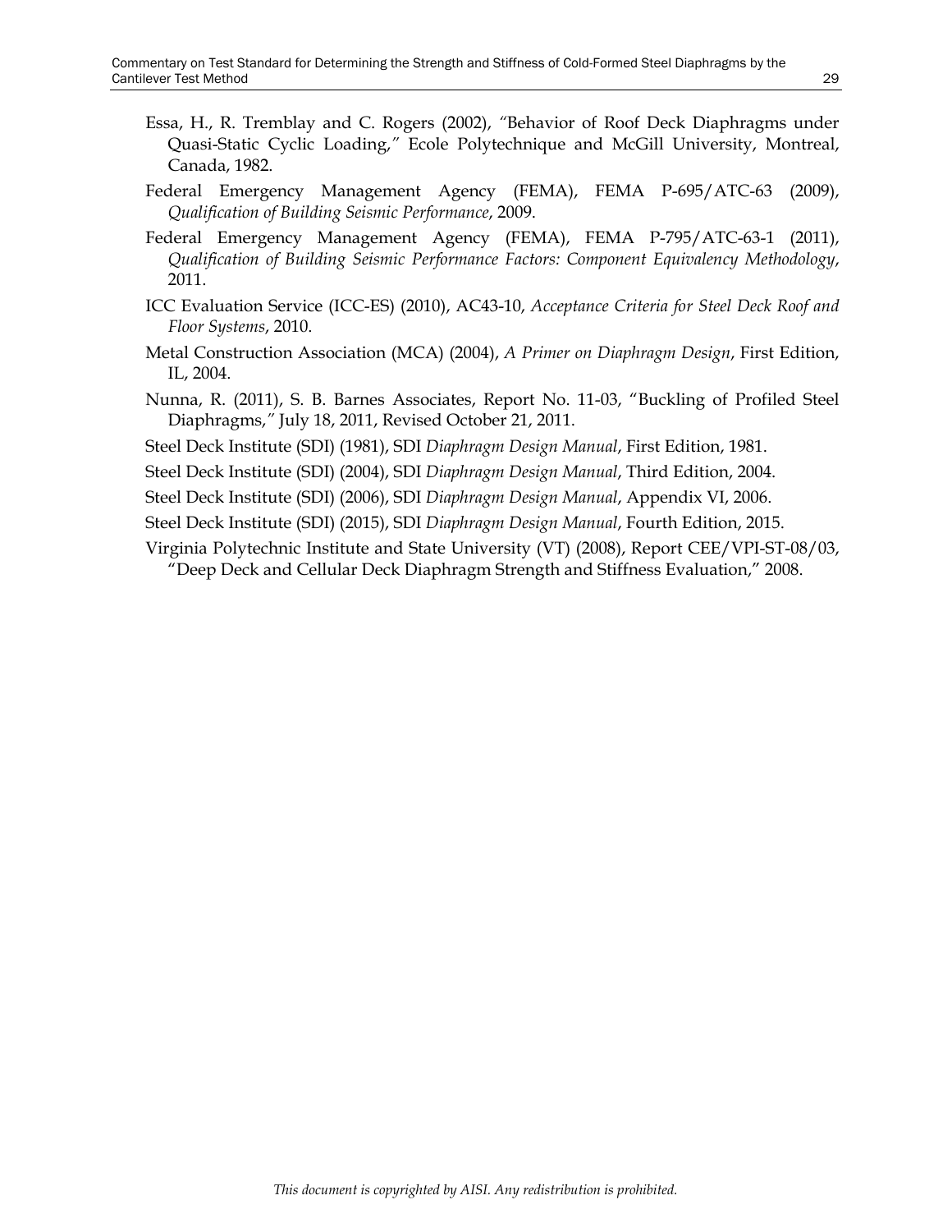Essa, H., R. Tremblay and C. Rogers (2002), "Behavior of Roof Deck Diaphragms under Quasi-Static Cyclic Loading," Ecole Polytechnique and McGill University, Montreal, Canada, 1982.

Federal Emergency Management Agency (FEMA), FEMA P-695/ATC-63 (2009), *Qualification of Building Seismic Performance*, 2009.

Federal Emergency Management Agency (FEMA), FEMA P-795/ATC-63-1 (2011), *Qualification of Building Seismic Performance Factors: Component Equivalency Methodology*, 2011.

ICC Evaluation Service (ICC-ES) (2010), AC43-10, *Acceptance Criteria for Steel Deck Roof and Floor Systems*, 2010.

Metal Construction Association (MCA) (2004), *A Primer on Diaphragm Design*, First Edition, IL, 2004.

Nunna, R. (2011), S. B. Barnes Associates, Report No. 11-03, "Buckling of Profiled Steel Diaphragms," July 18, 2011, Revised October 21, 2011.

Steel Deck Institute (SDI) (1981), SDI *Diaphragm Design Manual*, First Edition, 1981.

Steel Deck Institute (SDI) (2004), SDI *Diaphragm Design Manual*, Third Edition, 2004.

Steel Deck Institute (SDI) (2006), SDI *Diaphragm Design Manual*, Appendix VI, 2006.

Steel Deck Institute (SDI) (2015), SDI *Diaphragm Design Manual*, Fourth Edition, 2015.

Virginia Polytechnic Institute and State University (VT) (2008), Report CEE/VPI-ST-08/03, "Deep Deck and Cellular Deck Diaphragm Strength and Stiffness Evaluation," 2008.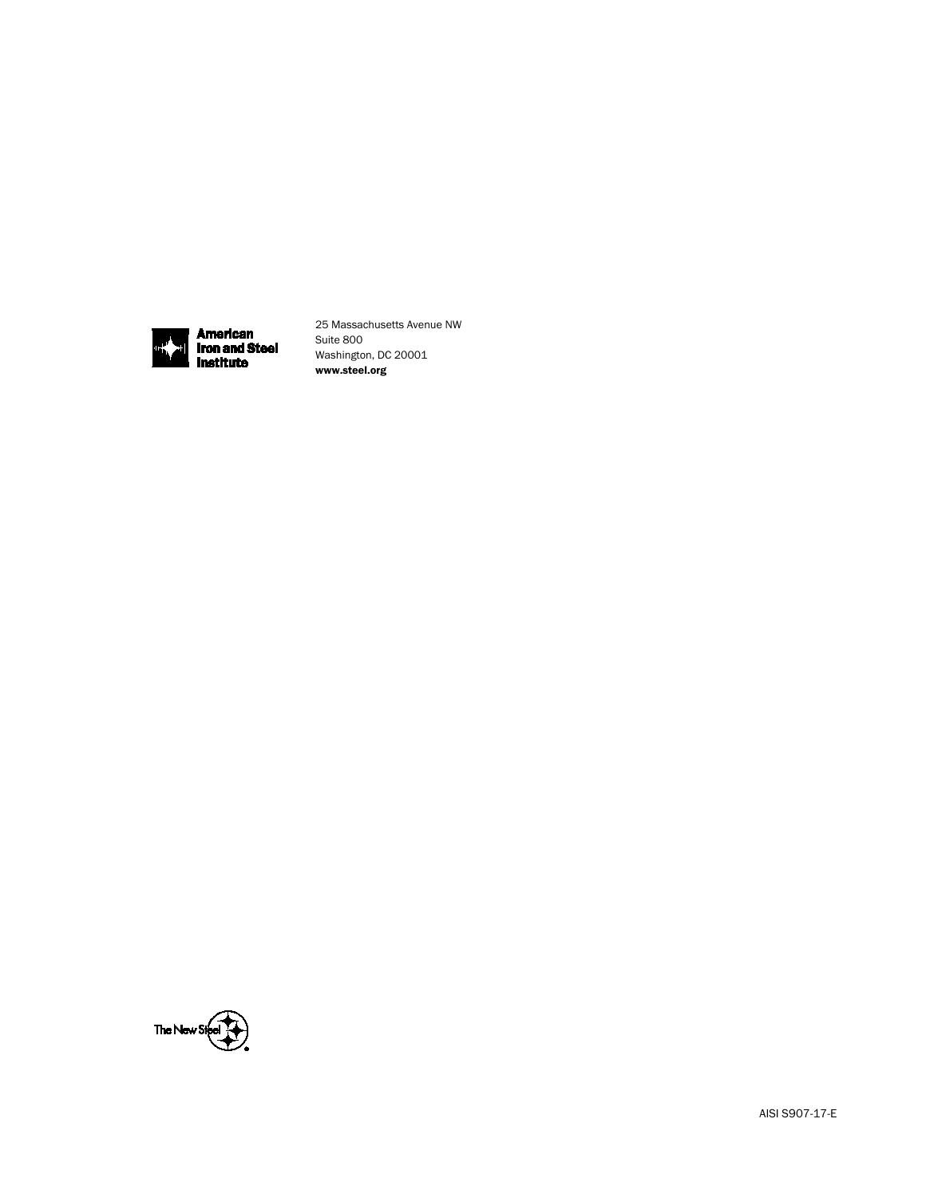American Iron and Steel Institute

25 Massachusetts Avenue NW
Suite 800
Washington, DC 20001
**www.steel.org**

The New Steel

AISI S907-17-E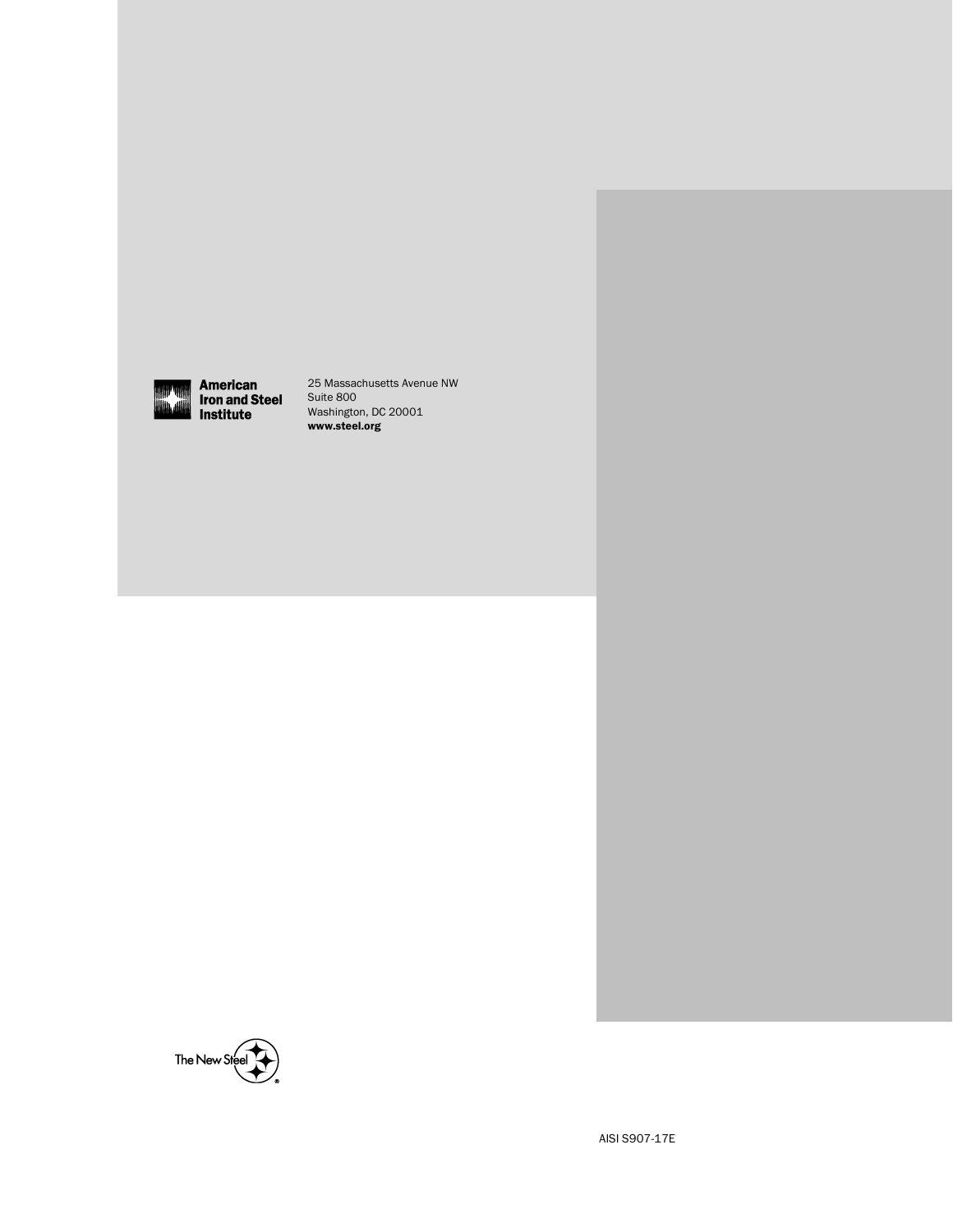American Iron and Steel Institute

25 Massachusetts Avenue NW
Suite 800
Washington, DC 20001
**www.steel.org**

The New Steel

AISI S907-17E